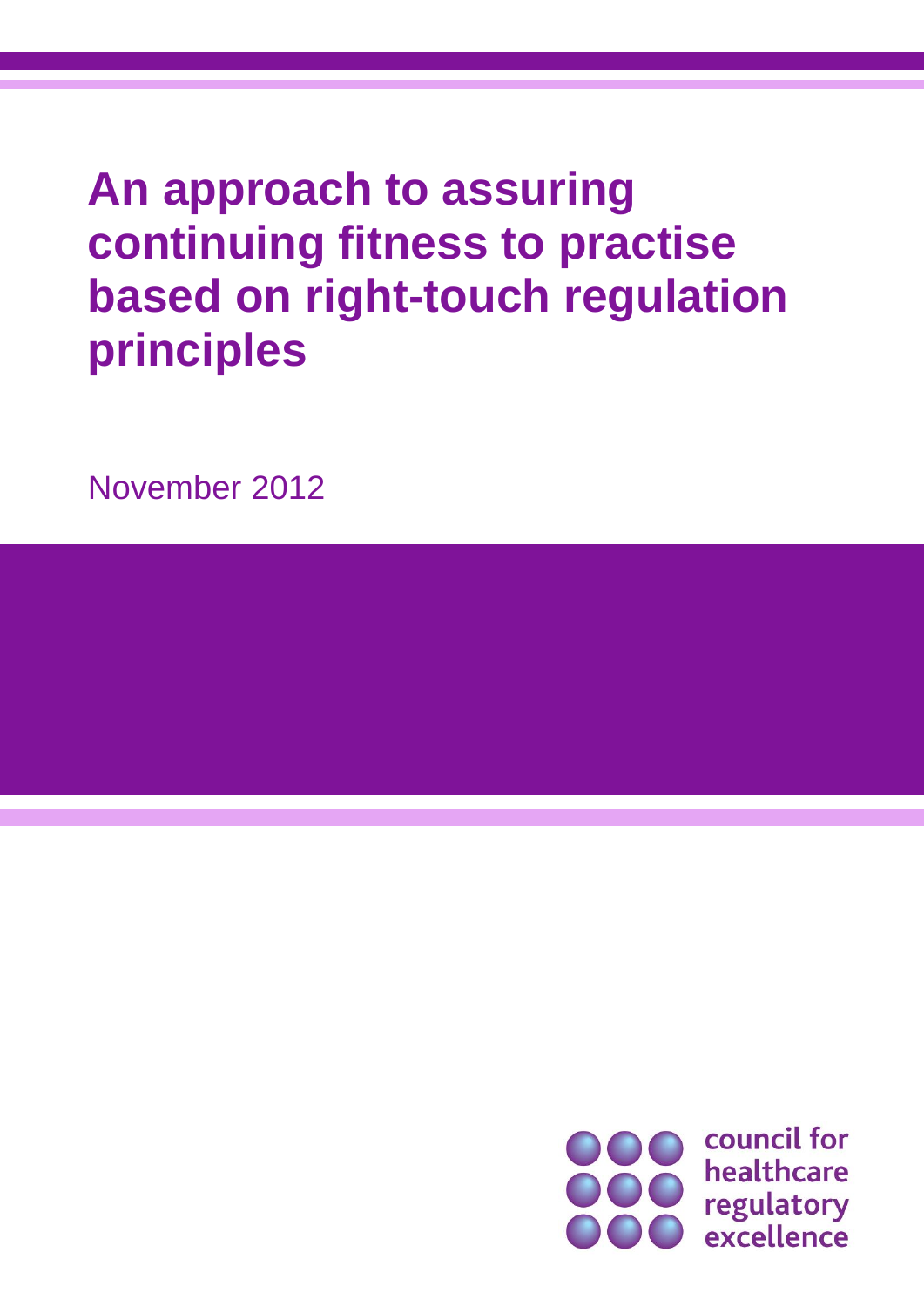# An approach to assuring continuing fitness to practise based on right-touch regulation principles

November 2012

council for healthcare regulatory excellence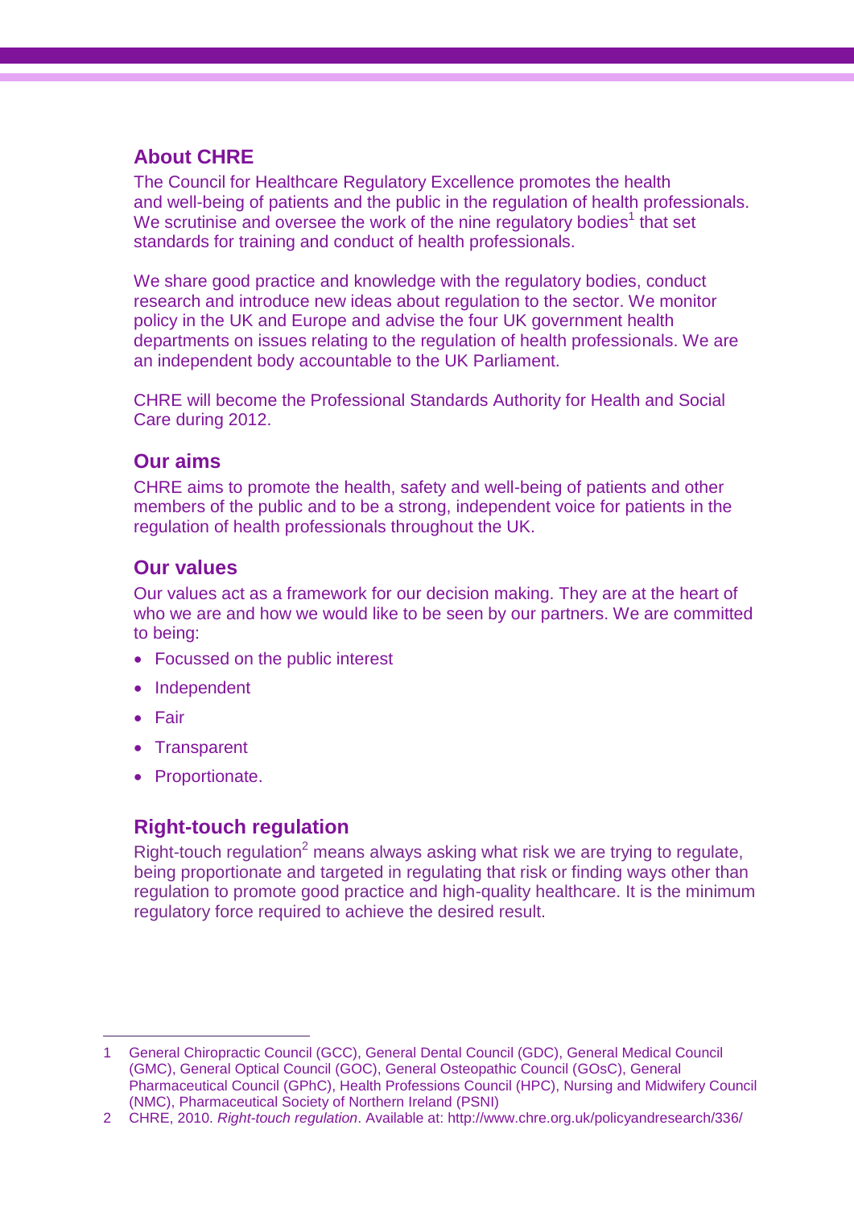## About CHRE

The Council for Healthcare Regulatory Excellence promotes the health and well-being of patients and the public in the regulation of health professionals. We scrutinise and oversee the work of the nine regulatory bodies[1] that set standards for training and conduct of health professionals.

We share good practice and knowledge with the regulatory bodies, conduct research and introduce new ideas about regulation to the sector. We monitor policy in the UK and Europe and advise the four UK government health departments on issues relating to the regulation of health professionals. We are an independent body accountable to the UK Parliament.

CHRE will become the Professional Standards Authority for Health and Social Care during 2012.

## Our aims

CHRE aims to promote the health, safety and well-being of patients and other members of the public and to be a strong, independent voice for patients in the regulation of health professionals throughout the UK.

## Our values

Our values act as a framework for our decision making. They are at the heart of who we are and how we would like to be seen by our partners. We are committed to being:

- Focussed on the public interest
- Independent
- Fair
- Transparent
- Proportionate.

## Right-touch regulation

Right-touch regulation[2] means always asking what risk we are trying to regulate, being proportionate and targeted in regulating that risk or finding ways other than regulation to promote good practice and high-quality healthcare. It is the minimum regulatory force required to achieve the desired result.

---

1 General Chiropractic Council (GCC), General Dental Council (GDC), General Medical Council (GMC), General Optical Council (GOC), General Osteopathic Council (GOsC), General Pharmaceutical Council (GPhC), Health Professions Council (HPC), Nursing and Midwifery Council (NMC), Pharmaceutical Society of Northern Ireland (PSNI)

2 CHRE, 2010. *Right-touch regulation*. Available at: http://www.chre.org.uk/policyandresearch/336/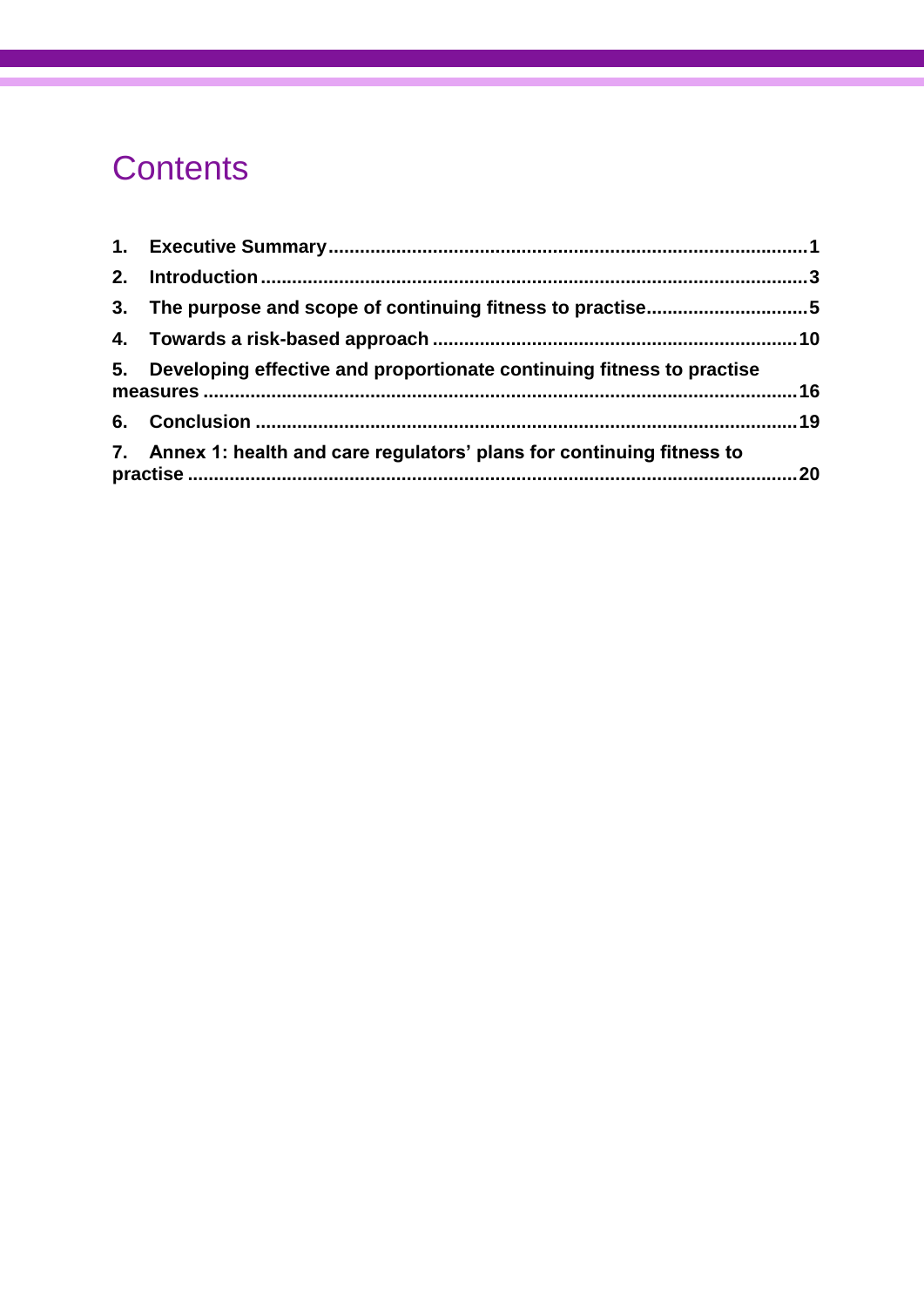# Contents

1. **Executive Summary** .......... 1
2. **Introduction** .......... 3
3. **The purpose and scope of continuing fitness to practise** .......... 5
4. **Towards a risk-based approach** .......... 10
5. **Developing effective and proportionate continuing fitness to practise measures** .......... 16
6. **Conclusion** .......... 19
7. **Annex 1: health and care regulators' plans for continuing fitness to practise** .......... 20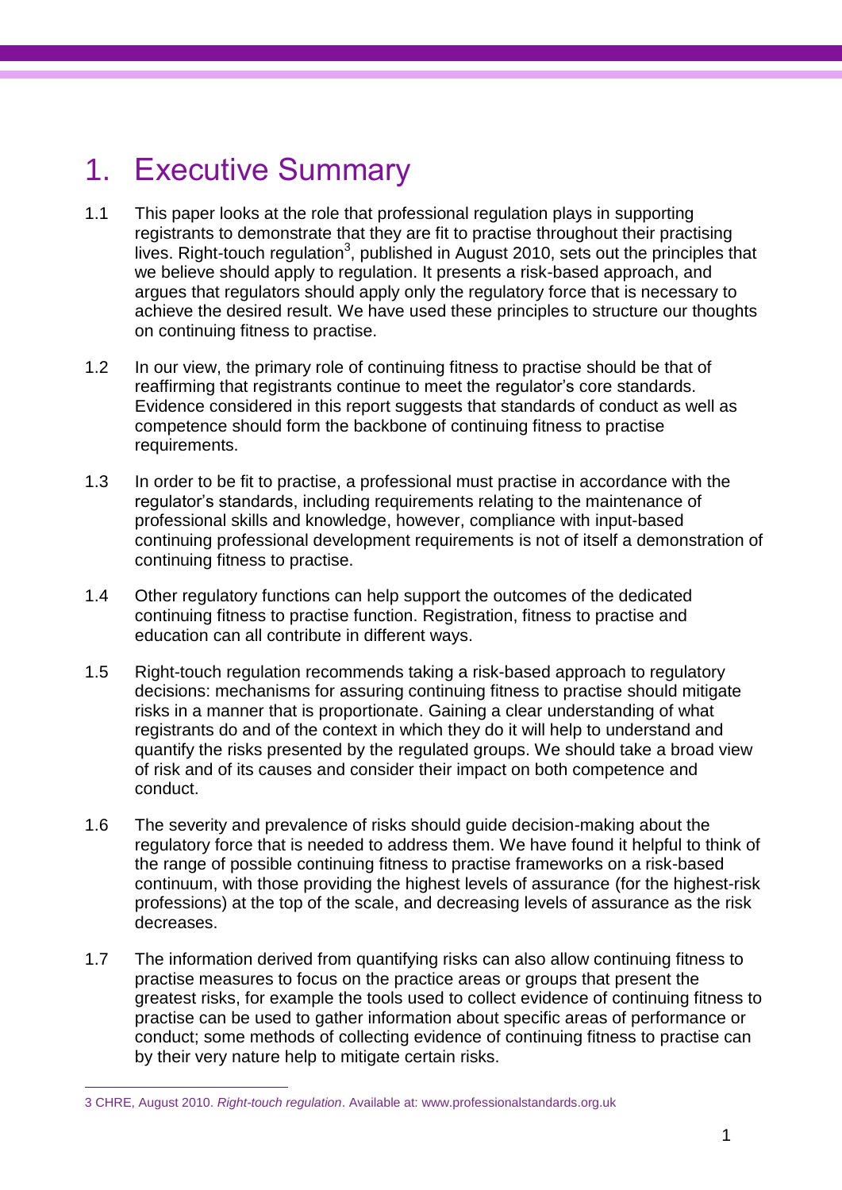# 1. Executive Summary

1.1 This paper looks at the role that professional regulation plays in supporting registrants to demonstrate that they are fit to practise throughout their practising lives. Right-touch regulation[3], published in August 2010, sets out the principles that we believe should apply to regulation. It presents a risk-based approach, and argues that regulators should apply only the regulatory force that is necessary to achieve the desired result. We have used these principles to structure our thoughts on continuing fitness to practise.

1.2 In our view, the primary role of continuing fitness to practise should be that of reaffirming that registrants continue to meet the regulator's core standards. Evidence considered in this report suggests that standards of conduct as well as competence should form the backbone of continuing fitness to practise requirements.

1.3 In order to be fit to practise, a professional must practise in accordance with the regulator's standards, including requirements relating to the maintenance of professional skills and knowledge, however, compliance with input-based continuing professional development requirements is not of itself a demonstration of continuing fitness to practise.

1.4 Other regulatory functions can help support the outcomes of the dedicated continuing fitness to practise function. Registration, fitness to practise and education can all contribute in different ways.

1.5 Right-touch regulation recommends taking a risk-based approach to regulatory decisions: mechanisms for assuring continuing fitness to practise should mitigate risks in a manner that is proportionate. Gaining a clear understanding of what registrants do and of the context in which they do it will help to understand and quantify the risks presented by the regulated groups. We should take a broad view of risk and of its causes and consider their impact on both competence and conduct.

1.6 The severity and prevalence of risks should guide decision-making about the regulatory force that is needed to address them. We have found it helpful to think of the range of possible continuing fitness to practise frameworks on a risk-based continuum, with those providing the highest levels of assurance (for the highest-risk professions) at the top of the scale, and decreasing levels of assurance as the risk decreases.

1.7 The information derived from quantifying risks can also allow continuing fitness to practise measures to focus on the practice areas or groups that present the greatest risks, for example the tools used to collect evidence of continuing fitness to practise can be used to gather information about specific areas of performance or conduct; some methods of collecting evidence of continuing fitness to practise can by their very nature help to mitigate certain risks.

---

3 CHRE, August 2010. *Right-touch regulation*. Available at: www.professionalstandards.org.uk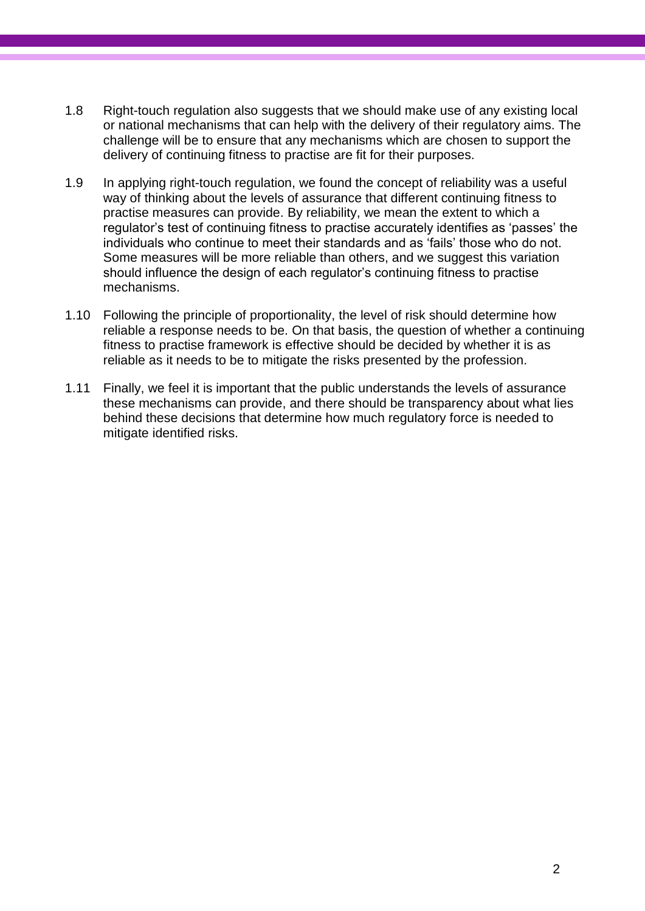1.8 Right-touch regulation also suggests that we should make use of any existing local or national mechanisms that can help with the delivery of their regulatory aims. The challenge will be to ensure that any mechanisms which are chosen to support the delivery of continuing fitness to practise are fit for their purposes.

1.9 In applying right-touch regulation, we found the concept of reliability was a useful way of thinking about the levels of assurance that different continuing fitness to practise measures can provide. By reliability, we mean the extent to which a regulator's test of continuing fitness to practise accurately identifies as 'passes' the individuals who continue to meet their standards and as 'fails' those who do not. Some measures will be more reliable than others, and we suggest this variation should influence the design of each regulator's continuing fitness to practise mechanisms.

1.10 Following the principle of proportionality, the level of risk should determine how reliable a response needs to be. On that basis, the question of whether a continuing fitness to practise framework is effective should be decided by whether it is as reliable as it needs to be to mitigate the risks presented by the profession.

1.11 Finally, we feel it is important that the public understands the levels of assurance these mechanisms can provide, and there should be transparency about what lies behind these decisions that determine how much regulatory force is needed to mitigate identified risks.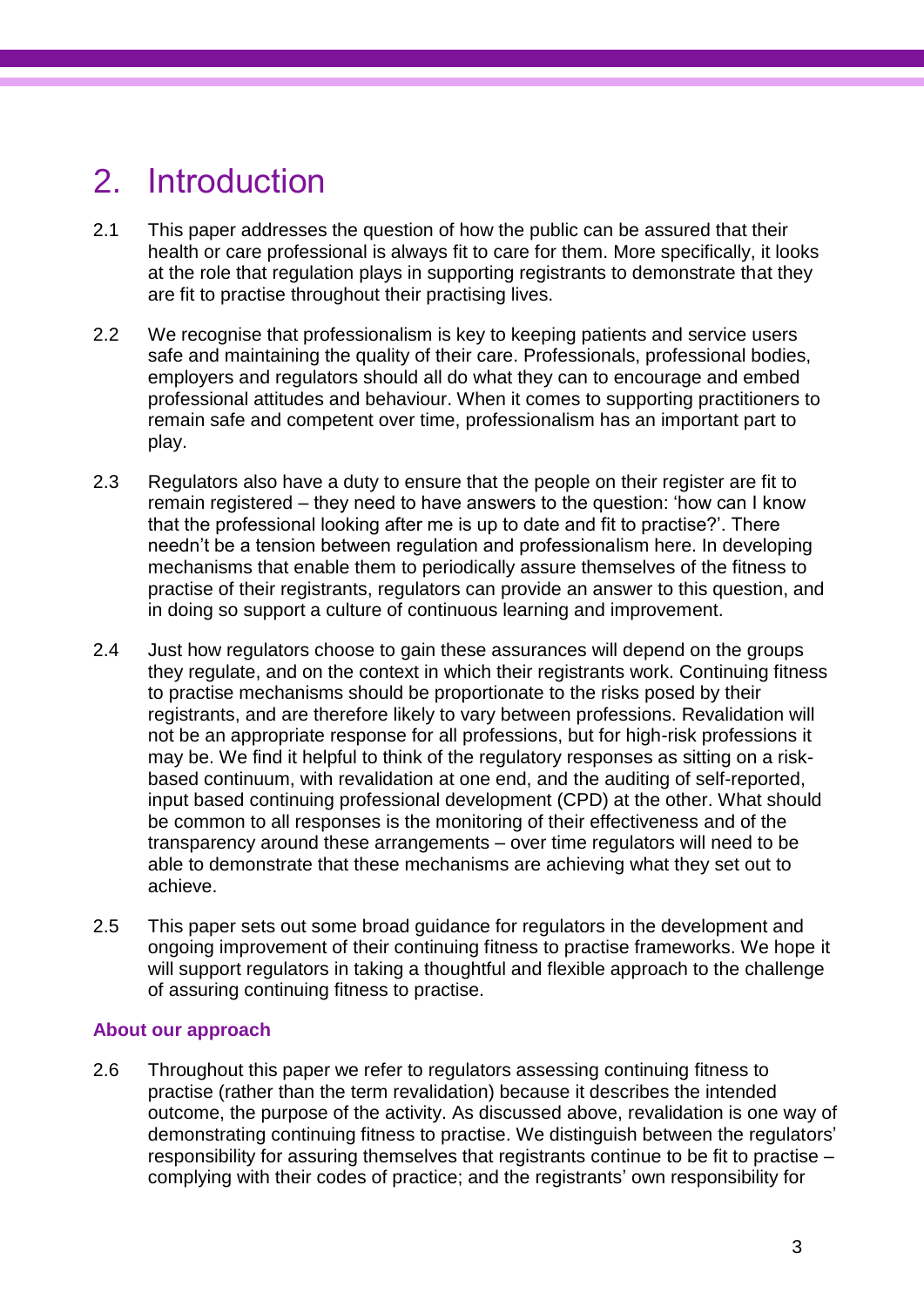# 2. Introduction

2.1 This paper addresses the question of how the public can be assured that their health or care professional is always fit to care for them. More specifically, it looks at the role that regulation plays in supporting registrants to demonstrate that they are fit to practise throughout their practising lives.

2.2 We recognise that professionalism is key to keeping patients and service users safe and maintaining the quality of their care. Professionals, professional bodies, employers and regulators should all do what they can to encourage and embed professional attitudes and behaviour. When it comes to supporting practitioners to remain safe and competent over time, professionalism has an important part to play.

2.3 Regulators also have a duty to ensure that the people on their register are fit to remain registered – they need to have answers to the question: 'how can I know that the professional looking after me is up to date and fit to practise?'. There needn't be a tension between regulation and professionalism here. In developing mechanisms that enable them to periodically assure themselves of the fitness to practise of their registrants, regulators can provide an answer to this question, and in doing so support a culture of continuous learning and improvement.

2.4 Just how regulators choose to gain these assurances will depend on the groups they regulate, and on the context in which their registrants work. Continuing fitness to practise mechanisms should be proportionate to the risks posed by their registrants, and are therefore likely to vary between professions. Revalidation will not be an appropriate response for all professions, but for high-risk professions it may be. We find it helpful to think of the regulatory responses as sitting on a risk-based continuum, with revalidation at one end, and the auditing of self-reported, input based continuing professional development (CPD) at the other. What should be common to all responses is the monitoring of their effectiveness and of the transparency around these arrangements – over time regulators will need to be able to demonstrate that these mechanisms are achieving what they set out to achieve.

2.5 This paper sets out some broad guidance for regulators in the development and ongoing improvement of their continuing fitness to practise frameworks. We hope it will support regulators in taking a thoughtful and flexible approach to the challenge of assuring continuing fitness to practise.

### About our approach

2.6 Throughout this paper we refer to regulators assessing continuing fitness to practise (rather than the term revalidation) because it describes the intended outcome, the purpose of the activity. As discussed above, revalidation is one way of demonstrating continuing fitness to practise. We distinguish between the regulators' responsibility for assuring themselves that registrants continue to be fit to practise – complying with their codes of practice; and the registrants' own responsibility for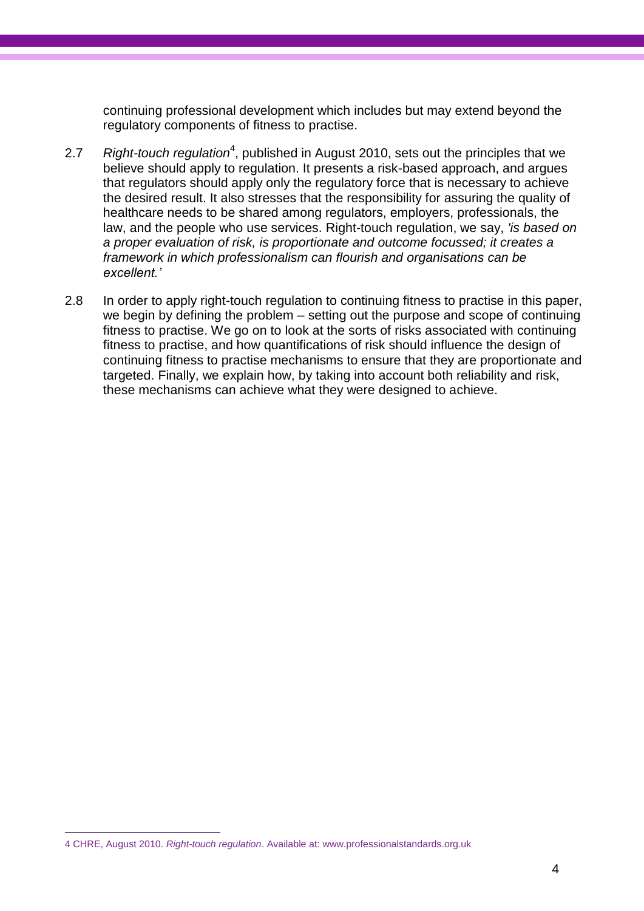continuing professional development which includes but may extend beyond the regulatory components of fitness to practise.

2.7 *Right-touch regulation*[4], published in August 2010, sets out the principles that we believe should apply to regulation. It presents a risk-based approach, and argues that regulators should apply only the regulatory force that is necessary to achieve the desired result. It also stresses that the responsibility for assuring the quality of healthcare needs to be shared among regulators, employers, professionals, the law, and the people who use services. Right-touch regulation, we say, *'is based on a proper evaluation of risk, is proportionate and outcome focussed; it creates a framework in which professionalism can flourish and organisations can be excellent.'*

2.8 In order to apply right-touch regulation to continuing fitness to practise in this paper, we begin by defining the problem – setting out the purpose and scope of continuing fitness to practise. We go on to look at the sorts of risks associated with continuing fitness to practise, and how quantifications of risk should influence the design of continuing fitness to practise mechanisms to ensure that they are proportionate and targeted. Finally, we explain how, by taking into account both reliability and risk, these mechanisms can achieve what they were designed to achieve.

---

4 CHRE, August 2010. *Right-touch regulation*. Available at: www.professionalstandards.org.uk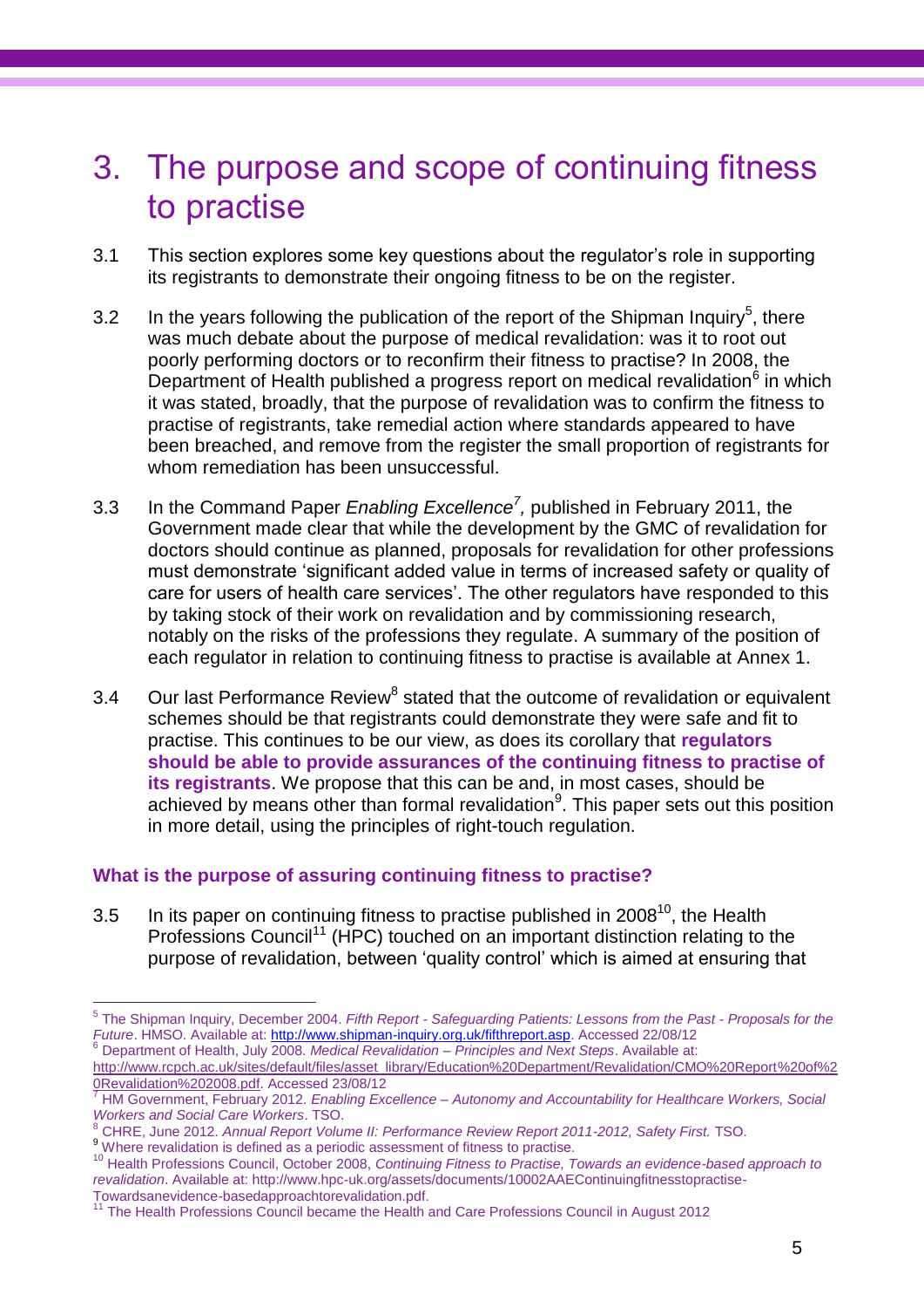# 3. The purpose and scope of continuing fitness to practise

3.1 This section explores some key questions about the regulator's role in supporting its registrants to demonstrate their ongoing fitness to be on the register.

3.2 In the years following the publication of the report of the Shipman Inquiry[5], there was much debate about the purpose of medical revalidation: was it to root out poorly performing doctors or to reconfirm their fitness to practise? In 2008, the Department of Health published a progress report on medical revalidation[6] in which it was stated, broadly, that the purpose of revalidation was to confirm the fitness to practise of registrants, take remedial action where standards appeared to have been breached, and remove from the register the small proportion of registrants for whom remediation has been unsuccessful.

3.3 In the Command Paper *Enabling Excellence*[7], published in February 2011, the Government made clear that while the development by the GMC of revalidation for doctors should continue as planned, proposals for revalidation for other professions must demonstrate 'significant added value in terms of increased safety or quality of care for users of health care services'. The other regulators have responded to this by taking stock of their work on revalidation and by commissioning research, notably on the risks of the professions they regulate. A summary of the position of each regulator in relation to continuing fitness to practise is available at Annex 1.

3.4 Our last Performance Review[8] stated that the outcome of revalidation or equivalent schemes should be that registrants could demonstrate they were safe and fit to practise. This continues to be our view, as does its corollary that **regulators should be able to provide assurances of the continuing fitness to practise of its registrants**. We propose that this can be and, in most cases, should be achieved by means other than formal revalidation[9]. This paper sets out this position in more detail, using the principles of right-touch regulation.

### What is the purpose of assuring continuing fitness to practise?

3.5 In its paper on continuing fitness to practise published in 2008[10], the Health Professions Council[11] (HPC) touched on an important distinction relating to the purpose of revalidation, between 'quality control' which is aimed at ensuring that

---

[5] The Shipman Inquiry, December 2004. *Fifth Report - Safeguarding Patients: Lessons from the Past - Proposals for the Future*. HMSO. Available at: http://www.shipman-inquiry.org.uk/fifthreport.asp. Accessed 22/08/12

[6] Department of Health, July 2008. *Medical Revalidation – Principles and Next Steps*. Available at: http://www.rcpch.ac.uk/sites/default/files/asset_library/Education%20Department/Revalidation/CMO%20Report%20of%20Revalidation%202008.pdf. Accessed 23/08/12

[7] HM Government, February 2012. *Enabling Excellence – Autonomy and Accountability for Healthcare Workers, Social Workers and Social Care Workers*. TSO.

[8] CHRE, June 2012. *Annual Report Volume II: Performance Review Report 2011-2012, Safety First.* TSO.

[9] Where revalidation is defined as a periodic assessment of fitness to practise.

[10] Health Professions Council, October 2008, *Continuing Fitness to Practise, Towards an evidence-based approach to revalidation*. Available at: http://www.hpc-uk.org/assets/documents/10002AAEContinuingfitnesstopractise-Towardsanevidence-basedapproachtorevalidation.pdf.

[11] The Health Professions Council became the Health and Care Professions Council in August 2012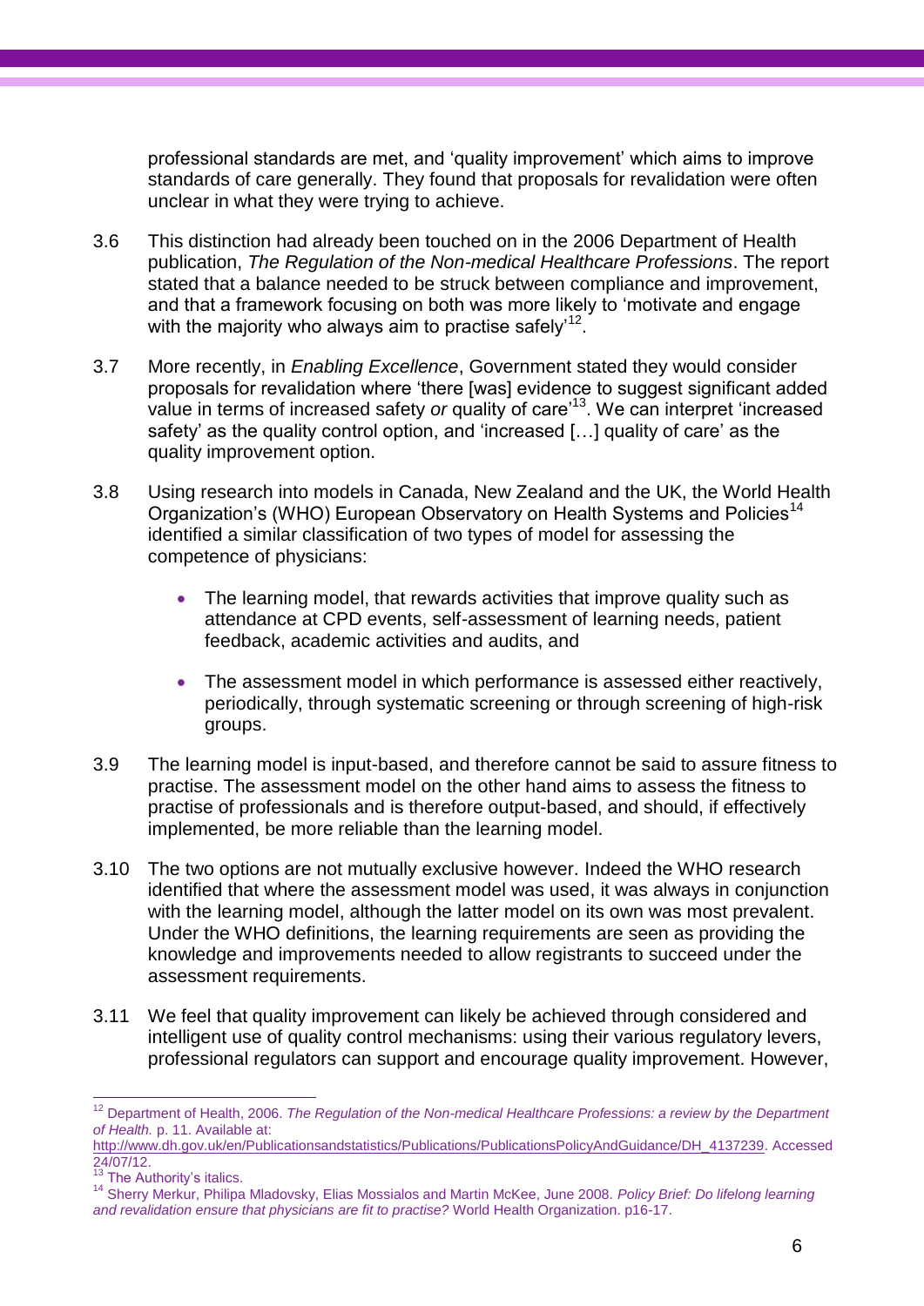professional standards are met, and 'quality improvement' which aims to improve standards of care generally. They found that proposals for revalidation were often unclear in what they were trying to achieve.

3.6 This distinction had already been touched on in the 2006 Department of Health publication, *The Regulation of the Non-medical Healthcare Professions*. The report stated that a balance needed to be struck between compliance and improvement, and that a framework focusing on both was more likely to 'motivate and engage with the majority who always aim to practise safely'[12].

3.7 More recently, in *Enabling Excellence*, Government stated they would consider proposals for revalidation where 'there [was] evidence to suggest significant added value in terms of increased safety *or* quality of care'[13]. We can interpret 'increased safety' as the quality control option, and 'increased […] quality of care' as the quality improvement option.

3.8 Using research into models in Canada, New Zealand and the UK, the World Health Organization's (WHO) European Observatory on Health Systems and Policies[14] identified a similar classification of two types of model for assessing the competence of physicians:

- The learning model, that rewards activities that improve quality such as attendance at CPD events, self-assessment of learning needs, patient feedback, academic activities and audits, and
- The assessment model in which performance is assessed either reactively, periodically, through systematic screening or through screening of high-risk groups.

3.9 The learning model is input-based, and therefore cannot be said to assure fitness to practise. The assessment model on the other hand aims to assess the fitness to practise of professionals and is therefore output-based, and should, if effectively implemented, be more reliable than the learning model.

3.10 The two options are not mutually exclusive however. Indeed the WHO research identified that where the assessment model was used, it was always in conjunction with the learning model, although the latter model on its own was most prevalent. Under the WHO definitions, the learning requirements are seen as providing the knowledge and improvements needed to allow registrants to succeed under the assessment requirements.

3.11 We feel that quality improvement can likely be achieved through considered and intelligent use of quality control mechanisms: using their various regulatory levers, professional regulators can support and encourage quality improvement. However,

---

[12] Department of Health, 2006. *The Regulation of the Non-medical Healthcare Professions: a review by the Department of Health.* p. 11. Available at: http://www.dh.gov.uk/en/Publicationsandstatistics/Publications/PublicationsPolicyAndGuidance/DH_4137239. Accessed 24/07/12.

[13] The Authority's italics.

[14] Sherry Merkur, Philipa Mladovsky, Elias Mossialos and Martin McKee, June 2008. *Policy Brief: Do lifelong learning and revalidation ensure that physicians are fit to practise?* World Health Organization. p16-17.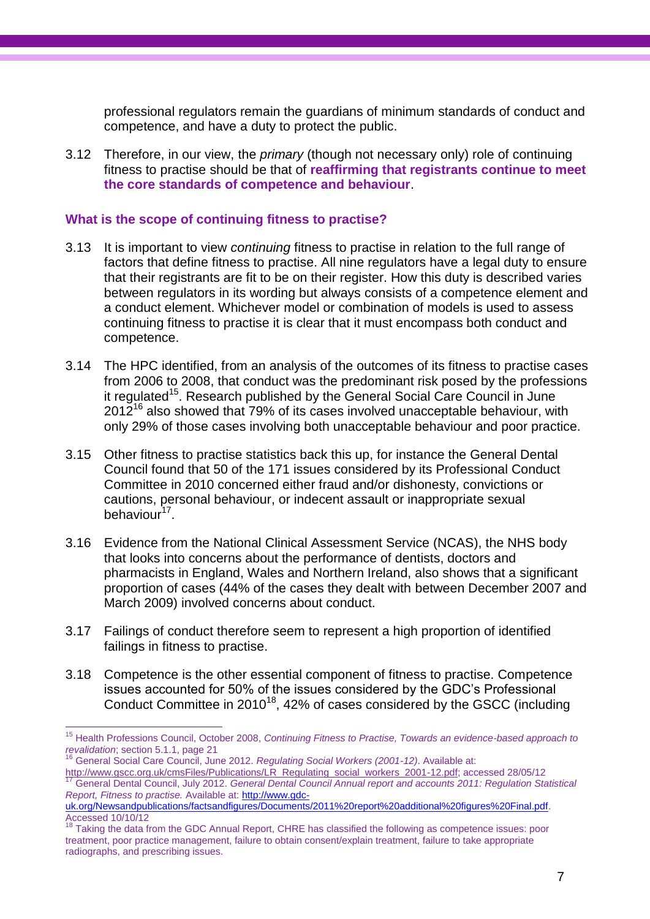professional regulators remain the guardians of minimum standards of conduct and competence, and have a duty to protect the public.

3.12 Therefore, in our view, the *primary* (though not necessary only) role of continuing fitness to practise should be that of **reaffirming that registrants continue to meet the core standards of competence and behaviour**.

### What is the scope of continuing fitness to practise?

3.13 It is important to view *continuing* fitness to practise in relation to the full range of factors that define fitness to practise. All nine regulators have a legal duty to ensure that their registrants are fit to be on their register. How this duty is described varies between regulators in its wording but always consists of a competence element and a conduct element. Whichever model or combination of models is used to assess continuing fitness to practise it is clear that it must encompass both conduct and competence.

3.14 The HPC identified, from an analysis of the outcomes of its fitness to practise cases from 2006 to 2008, that conduct was the predominant risk posed by the professions it regulated[15]. Research published by the General Social Care Council in June 2012[16] also showed that 79% of its cases involved unacceptable behaviour, with only 29% of those cases involving both unacceptable behaviour and poor practice.

3.15 Other fitness to practise statistics back this up, for instance the General Dental Council found that 50 of the 171 issues considered by its Professional Conduct Committee in 2010 concerned either fraud and/or dishonesty, convictions or cautions, personal behaviour, or indecent assault or inappropriate sexual behaviour[17].

3.16 Evidence from the National Clinical Assessment Service (NCAS), the NHS body that looks into concerns about the performance of dentists, doctors and pharmacists in England, Wales and Northern Ireland, also shows that a significant proportion of cases (44% of the cases they dealt with between December 2007 and March 2009) involved concerns about conduct.

3.17 Failings of conduct therefore seem to represent a high proportion of identified failings in fitness to practise.

3.18 Competence is the other essential component of fitness to practise. Competence issues accounted for 50% of the issues considered by the GDC's Professional Conduct Committee in 2010[18], 42% of cases considered by the GSCC (including

---

[15] Health Professions Council, October 2008, *Continuing Fitness to Practise, Towards an evidence-based approach to revalidation*; section 5.1.1, page 21

[16] General Social Care Council, June 2012. *Regulating Social Workers (2001-12)*. Available at: http://www.gscc.org.uk/cmsFiles/Publications/LR_Regulating_social_workers_2001-12.pdf; accessed 28/05/12

[17] General Dental Council, July 2012. *General Dental Council Annual report and accounts 2011: Regulation Statistical Report, Fitness to practise.* Available at: http://www.gdc-uk.org/Newsandpublications/factsandfigures/Documents/2011%20report%20additional%20figures%20Final.pdf. Accessed 10/10/12

[18] Taking the data from the GDC Annual Report, CHRE has classified the following as competence issues: poor treatment, poor practice management, failure to obtain consent/explain treatment, failure to take appropriate radiographs, and prescribing issues.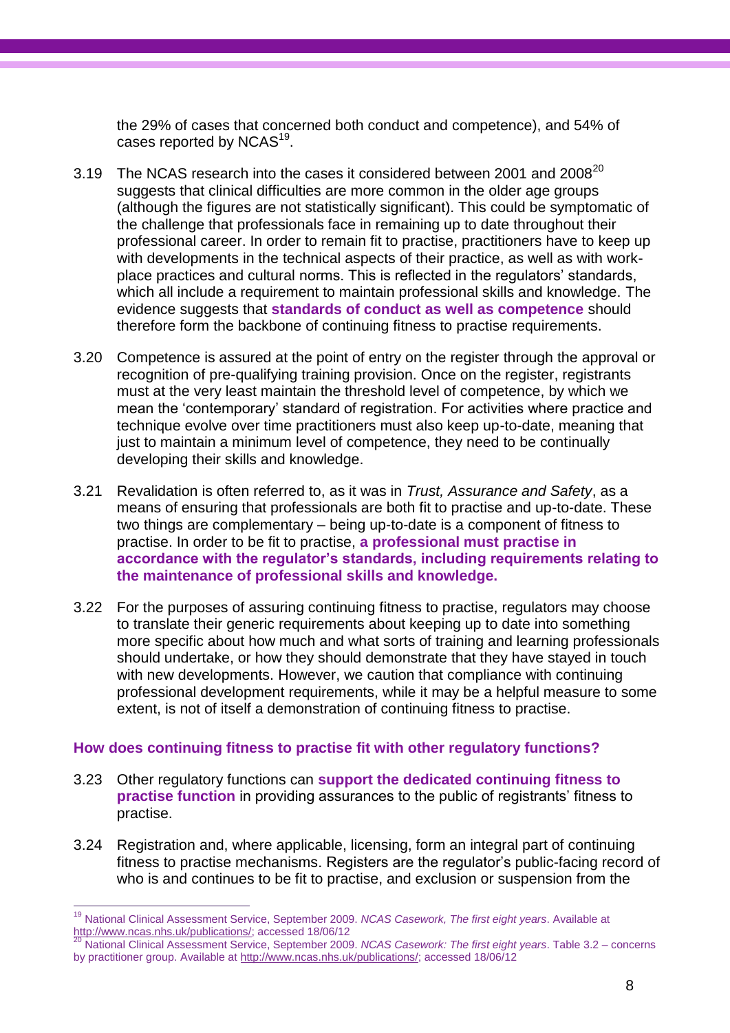the 29% of cases that concerned both conduct and competence), and 54% of cases reported by NCAS[19].

3.19 The NCAS research into the cases it considered between 2001 and 2008[20] suggests that clinical difficulties are more common in the older age groups (although the figures are not statistically significant). This could be symptomatic of the challenge that professionals face in remaining up to date throughout their professional career. In order to remain fit to practise, practitioners have to keep up with developments in the technical aspects of their practice, as well as with work-place practices and cultural norms. This is reflected in the regulators' standards, which all include a requirement to maintain professional skills and knowledge. The evidence suggests that **standards of conduct as well as competence** should therefore form the backbone of continuing fitness to practise requirements.

3.20 Competence is assured at the point of entry on the register through the approval or recognition of pre-qualifying training provision. Once on the register, registrants must at the very least maintain the threshold level of competence, by which we mean the 'contemporary' standard of registration. For activities where practice and technique evolve over time practitioners must also keep up-to-date, meaning that just to maintain a minimum level of competence, they need to be continually developing their skills and knowledge.

3.21 Revalidation is often referred to, as it was in *Trust, Assurance and Safety*, as a means of ensuring that professionals are both fit to practise and up-to-date. These two things are complementary – being up-to-date is a component of fitness to practise. In order to be fit to practise, **a professional must practise in accordance with the regulator's standards, including requirements relating to the maintenance of professional skills and knowledge.**

3.22 For the purposes of assuring continuing fitness to practise, regulators may choose to translate their generic requirements about keeping up to date into something more specific about how much and what sorts of training and learning professionals should undertake, or how they should demonstrate that they have stayed in touch with new developments. However, we caution that compliance with continuing professional development requirements, while it may be a helpful measure to some extent, is not of itself a demonstration of continuing fitness to practise.

### How does continuing fitness to practise fit with other regulatory functions?

3.23 Other regulatory functions can **support the dedicated continuing fitness to practise function** in providing assurances to the public of registrants' fitness to practise.

3.24 Registration and, where applicable, licensing, form an integral part of continuing fitness to practise mechanisms. Registers are the regulator's public-facing record of who is and continues to be fit to practise, and exclusion or suspension from the

---

[19] National Clinical Assessment Service, September 2009. *NCAS Casework, The first eight years*. Available at http://www.ncas.nhs.uk/publications/; accessed 18/06/12

[20] National Clinical Assessment Service, September 2009. *NCAS Casework: The first eight years*. Table 3.2 – concerns by practitioner group. Available at http://www.ncas.nhs.uk/publications/; accessed 18/06/12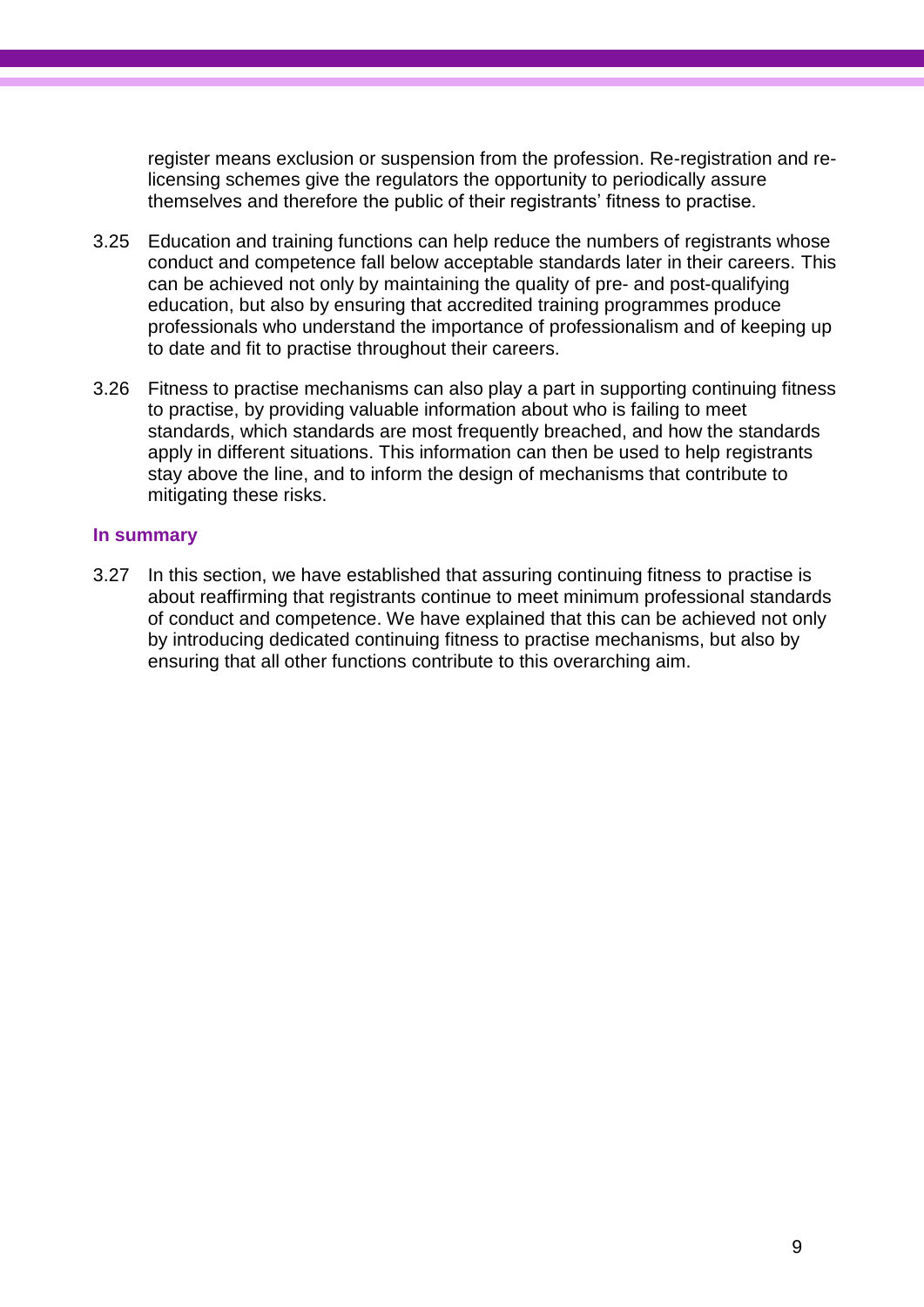register means exclusion or suspension from the profession. Re-registration and re-licensing schemes give the regulators the opportunity to periodically assure themselves and therefore the public of their registrants' fitness to practise.

3.25 Education and training functions can help reduce the numbers of registrants whose conduct and competence fall below acceptable standards later in their careers. This can be achieved not only by maintaining the quality of pre- and post-qualifying education, but also by ensuring that accredited training programmes produce professionals who understand the importance of professionalism and of keeping up to date and fit to practise throughout their careers.

3.26 Fitness to practise mechanisms can also play a part in supporting continuing fitness to practise, by providing valuable information about who is failing to meet standards, which standards are most frequently breached, and how the standards apply in different situations. This information can then be used to help registrants stay above the line, and to inform the design of mechanisms that contribute to mitigating these risks.

### In summary

3.27 In this section, we have established that assuring continuing fitness to practise is about reaffirming that registrants continue to meet minimum professional standards of conduct and competence. We have explained that this can be achieved not only by introducing dedicated continuing fitness to practise mechanisms, but also by ensuring that all other functions contribute to this overarching aim.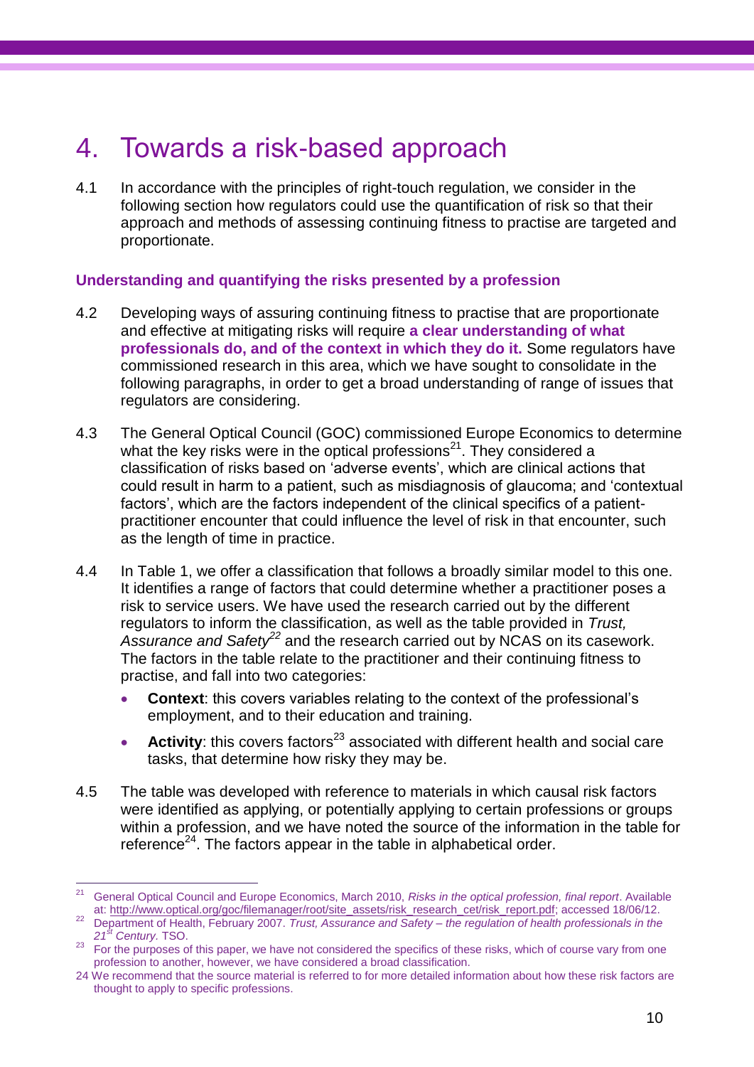# 4. Towards a risk-based approach

4.1 In accordance with the principles of right-touch regulation, we consider in the following section how regulators could use the quantification of risk so that their approach and methods of assessing continuing fitness to practise are targeted and proportionate.

### Understanding and quantifying the risks presented by a profession

4.2 Developing ways of assuring continuing fitness to practise that are proportionate and effective at mitigating risks will require **a clear understanding of what professionals do, and of the context in which they do it.** Some regulators have commissioned research in this area, which we have sought to consolidate in the following paragraphs, in order to get a broad understanding of range of issues that regulators are considering.

4.3 The General Optical Council (GOC) commissioned Europe Economics to determine what the key risks were in the optical professions[21]. They considered a classification of risks based on 'adverse events', which are clinical actions that could result in harm to a patient, such as misdiagnosis of glaucoma; and 'contextual factors', which are the factors independent of the clinical specifics of a patient-practitioner encounter that could influence the level of risk in that encounter, such as the length of time in practice.

4.4 In Table 1, we offer a classification that follows a broadly similar model to this one. It identifies a range of factors that could determine whether a practitioner poses a risk to service users. We have used the research carried out by the different regulators to inform the classification, as well as the table provided in *Trust, Assurance and Safety*[22] and the research carried out by NCAS on its casework. The factors in the table relate to the practitioner and their continuing fitness to practise, and fall into two categories:

- **Context**: this covers variables relating to the context of the professional's employment, and to their education and training.
- **Activity**: this covers factors[23] associated with different health and social care tasks, that determine how risky they may be.

4.5 The table was developed with reference to materials in which causal risk factors were identified as applying, or potentially applying to certain professions or groups within a profession, and we have noted the source of the information in the table for reference[24]. The factors appear in the table in alphabetical order.

---

[21] General Optical Council and Europe Economics, March 2010, *Risks in the optical profession, final report*. Available at: http://www.optical.org/goc/filemanager/root/site_assets/risk_research_cet/risk_report.pdf; accessed 18/06/12.

[22] Department of Health, February 2007. *Trust, Assurance and Safety – the regulation of health professionals in the 21st Century.* TSO.

[23] For the purposes of this paper, we have not considered the specifics of these risks, which of course vary from one profession to another, however, we have considered a broad classification.

[24] We recommend that the source material is referred to for more detailed information about how these risk factors are thought to apply to specific professions.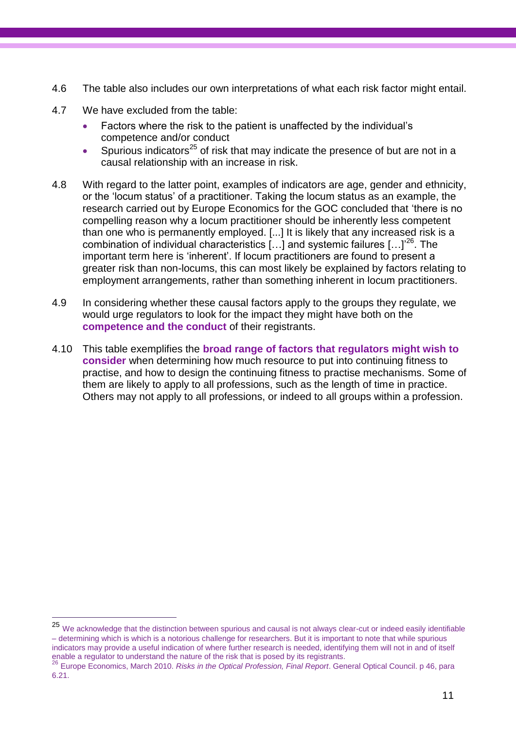4.6 The table also includes our own interpretations of what each risk factor might entail.

4.7 We have excluded from the table:

- Factors where the risk to the patient is unaffected by the individual's competence and/or conduct
- Spurious indicators[25] of risk that may indicate the presence of but are not in a causal relationship with an increase in risk.

4.8 With regard to the latter point, examples of indicators are age, gender and ethnicity, or the 'locum status' of a practitioner. Taking the locum status as an example, the research carried out by Europe Economics for the GOC concluded that 'there is no compelling reason why a locum practitioner should be inherently less competent than one who is permanently employed. [...] It is likely that any increased risk is a combination of individual characteristics […] and systemic failures […]'[26]. The important term here is 'inherent'. If locum practitioners are found to present a greater risk than non-locums, this can most likely be explained by factors relating to employment arrangements, rather than something inherent in locum practitioners.

4.9 In considering whether these causal factors apply to the groups they regulate, we would urge regulators to look for the impact they might have both on the **competence and the conduct** of their registrants.

4.10 This table exemplifies the **broad range of factors that regulators might wish to consider** when determining how much resource to put into continuing fitness to practise, and how to design the continuing fitness to practise mechanisms. Some of them are likely to apply to all professions, such as the length of time in practice. Others may not apply to all professions, or indeed to all groups within a profession.

---

[25] We acknowledge that the distinction between spurious and causal is not always clear-cut or indeed easily identifiable – determining which is which is a notorious challenge for researchers. But it is important to note that while spurious indicators may provide a useful indication of where further research is needed, identifying them will not in and of itself enable a regulator to understand the nature of the risk that is posed by its registrants.

[26] Europe Economics, March 2010. *Risks in the Optical Profession, Final Report*. General Optical Council. p 46, para 6.21.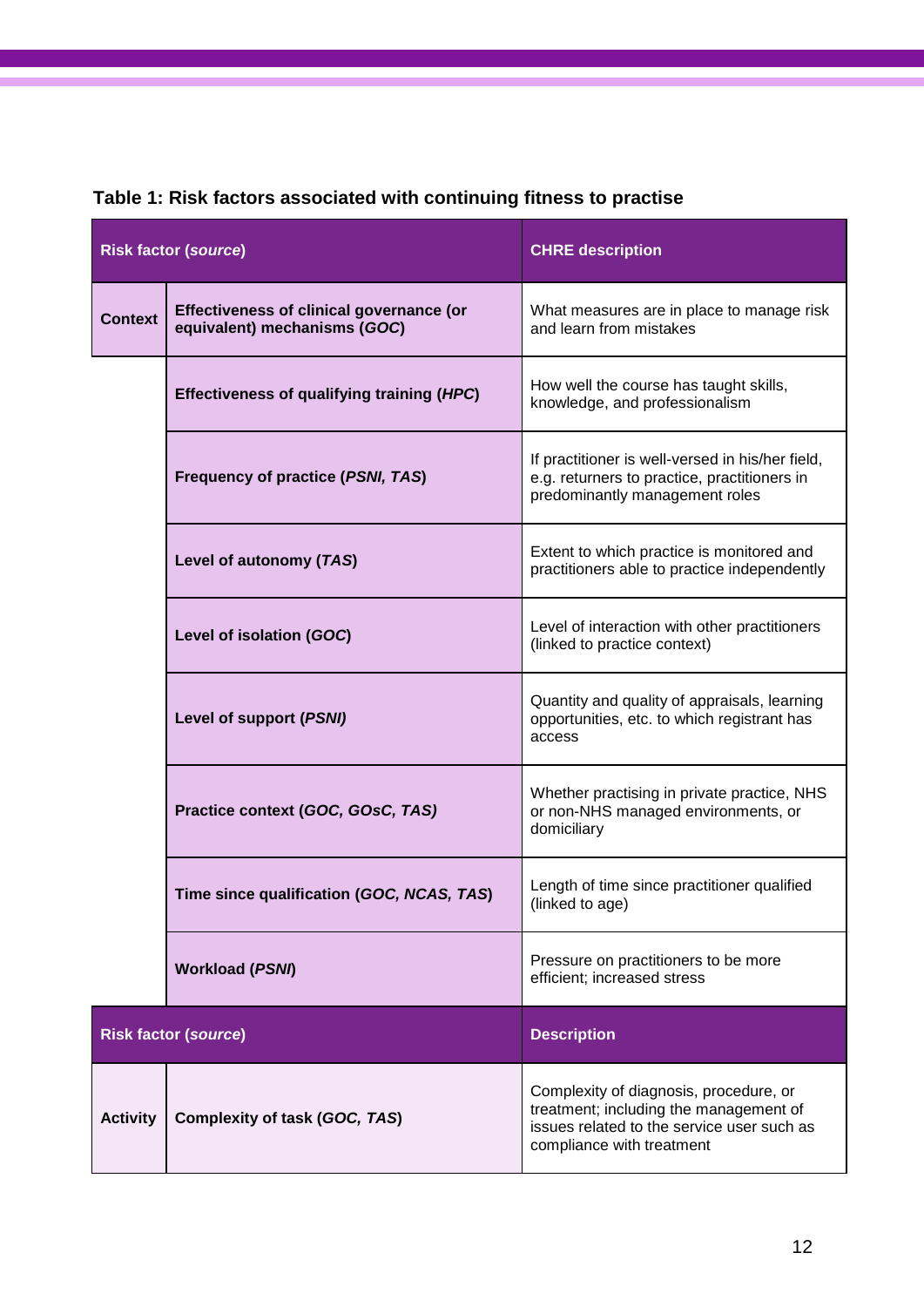**Table 1: Risk factors associated with continuing fitness to practise**

| Risk factor (*source*) | | CHRE description |
|---|---|---|
| **Context** | **Effectiveness of clinical governance (or equivalent) mechanisms (*GOC*)** | What measures are in place to manage risk and learn from mistakes |
| | **Effectiveness of qualifying training (*HPC*)** | How well the course has taught skills, knowledge, and professionalism |
| | **Frequency of practice (*PSNI, TAS*)** | If practitioner is well-versed in his/her field, e.g. returners to practice, practitioners in predominantly management roles |
| | **Level of autonomy (*TAS*)** | Extent to which practice is monitored and practitioners able to practice independently |
| | **Level of isolation (*GOC*)** | Level of interaction with other practitioners (linked to practice context) |
| | **Level of support (*PSNI)*** | Quantity and quality of appraisals, learning opportunities, etc. to which registrant has access |
| | **Practice context (*GOC, GOsC, TAS)*** | Whether practising in private practice, NHS or non-NHS managed environments, or domiciliary |
| | **Time since qualification (*GOC, NCAS, TAS*)** | Length of time since practitioner qualified (linked to age) |
| | **Workload (*PSNI*)** | Pressure on practitioners to be more efficient; increased stress |
| **Risk factor (*source*)** | | **Description** |
| **Activity** | **Complexity of task (*GOC, TAS*)** | Complexity of diagnosis, procedure, or treatment; including the management of issues related to the service user such as compliance with treatment |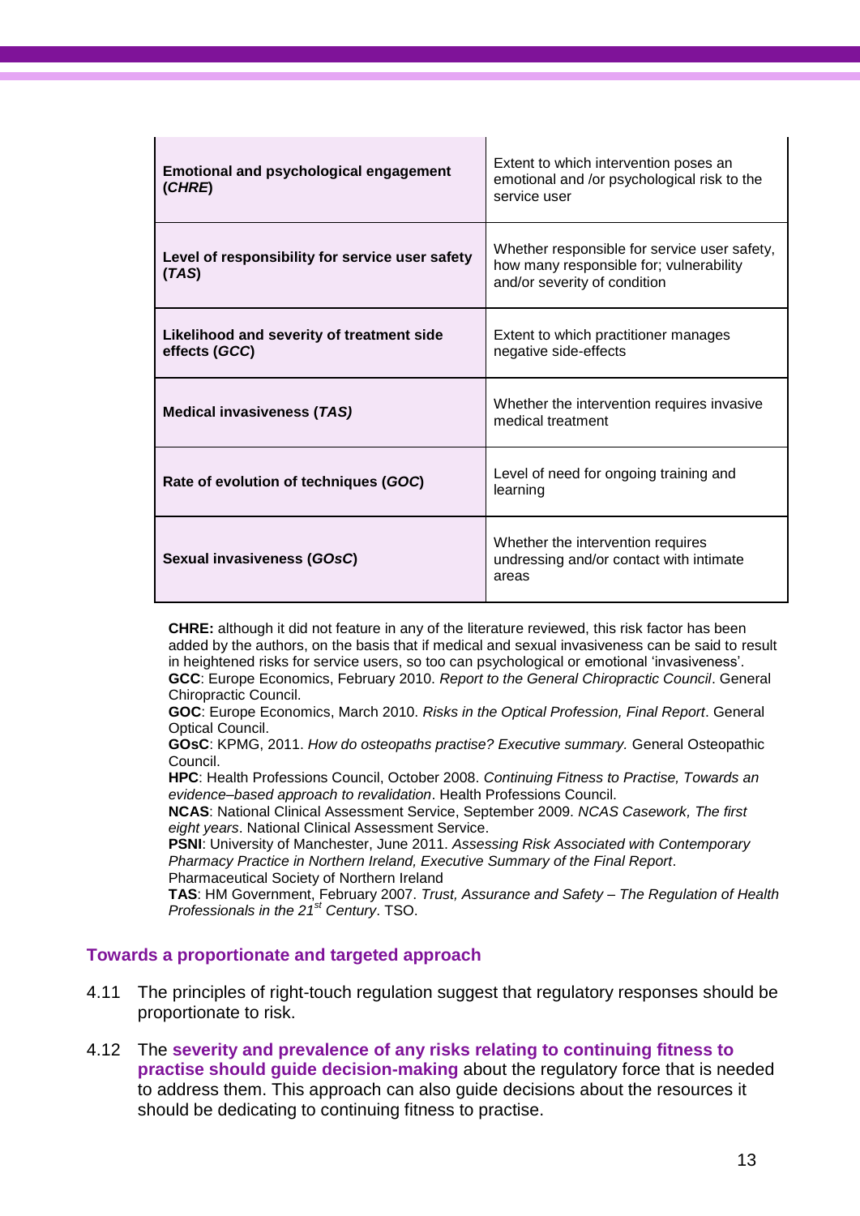| | |
|---|---|
| **Emotional and psychological engagement (*CHRE*)** | Extent to which intervention poses an emotional and /or psychological risk to the service user |
| **Level of responsibility for service user safety (*TAS*)** | Whether responsible for service user safety, how many responsible for; vulnerability and/or severity of condition |
| **Likelihood and severity of treatment side effects (*GCC*)** | Extent to which practitioner manages negative side-effects |
| **Medical invasiveness (*TAS)*** | Whether the intervention requires invasive medical treatment |
| **Rate of evolution of techniques (*GOC*)** | Level of need for ongoing training and learning |
| **Sexual invasiveness (*GOsC*)** | Whether the intervention requires undressing and/or contact with intimate areas |

**CHRE:** although it did not feature in any of the literature reviewed, this risk factor has been added by the authors, on the basis that if medical and sexual invasiveness can be said to result in heightened risks for service users, so too can psychological or emotional 'invasiveness'.
**GCC**: Europe Economics, February 2010. *Report to the General Chiropractic Council*. General Chiropractic Council.
**GOC**: Europe Economics, March 2010. *Risks in the Optical Profession, Final Report*. General Optical Council.
**GOsC**: KPMG, 2011. *How do osteopaths practise? Executive summary.* General Osteopathic Council.
**HPC**: Health Professions Council, October 2008. *Continuing Fitness to Practise, Towards an evidence–based approach to revalidation*. Health Professions Council.
**NCAS**: National Clinical Assessment Service, September 2009. *NCAS Casework, The first eight years*. National Clinical Assessment Service.
**PSNI**: University of Manchester, June 2011. *Assessing Risk Associated with Contemporary Pharmacy Practice in Northern Ireland, Executive Summary of the Final Report*. Pharmaceutical Society of Northern Ireland
**TAS**: HM Government, February 2007. *Trust, Assurance and Safety – The Regulation of Health Professionals in the 21st Century*. TSO.

## Towards a proportionate and targeted approach

4.11 The principles of right-touch regulation suggest that regulatory responses should be proportionate to risk.

4.12 The **severity and prevalence of any risks relating to continuing fitness to practise should guide decision-making** about the regulatory force that is needed to address them. This approach can also guide decisions about the resources it should be dedicating to continuing fitness to practise.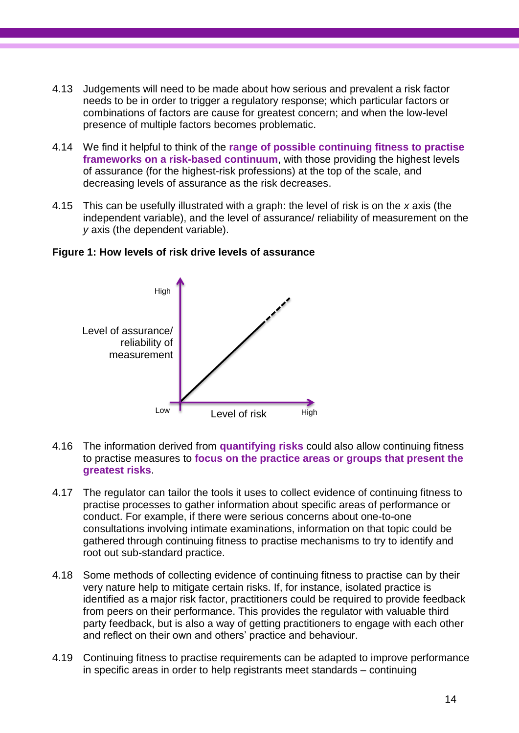4.13 Judgements will need to be made about how serious and prevalent a risk factor needs to be in order to trigger a regulatory response; which particular factors or combinations of factors are cause for greatest concern; and when the low-level presence of multiple factors becomes problematic.

4.14 We find it helpful to think of the **range of possible continuing fitness to practise frameworks on a risk-based continuum**, with those providing the highest levels of assurance (for the highest-risk professions) at the top of the scale, and decreasing levels of assurance as the risk decreases.

4.15 This can be usefully illustrated with a graph: the level of risk is on the *x* axis (the independent variable), and the level of assurance/ reliability of measurement on the *y* axis (the dependent variable).

**Figure 1: How levels of risk drive levels of assurance**

4.16 The information derived from **quantifying risks** could also allow continuing fitness to practise measures to **focus on the practice areas or groups that present the greatest risks**.

4.17 The regulator can tailor the tools it uses to collect evidence of continuing fitness to practise processes to gather information about specific areas of performance or conduct. For example, if there were serious concerns about one-to-one consultations involving intimate examinations, information on that topic could be gathered through continuing fitness to practise mechanisms to try to identify and root out sub-standard practice.

4.18 Some methods of collecting evidence of continuing fitness to practise can by their very nature help to mitigate certain risks. If, for instance, isolated practice is identified as a major risk factor, practitioners could be required to provide feedback from peers on their performance. This provides the regulator with valuable third party feedback, but is also a way of getting practitioners to engage with each other and reflect on their own and others' practice and behaviour.

4.19 Continuing fitness to practise requirements can be adapted to improve performance in specific areas in order to help registrants meet standards – continuing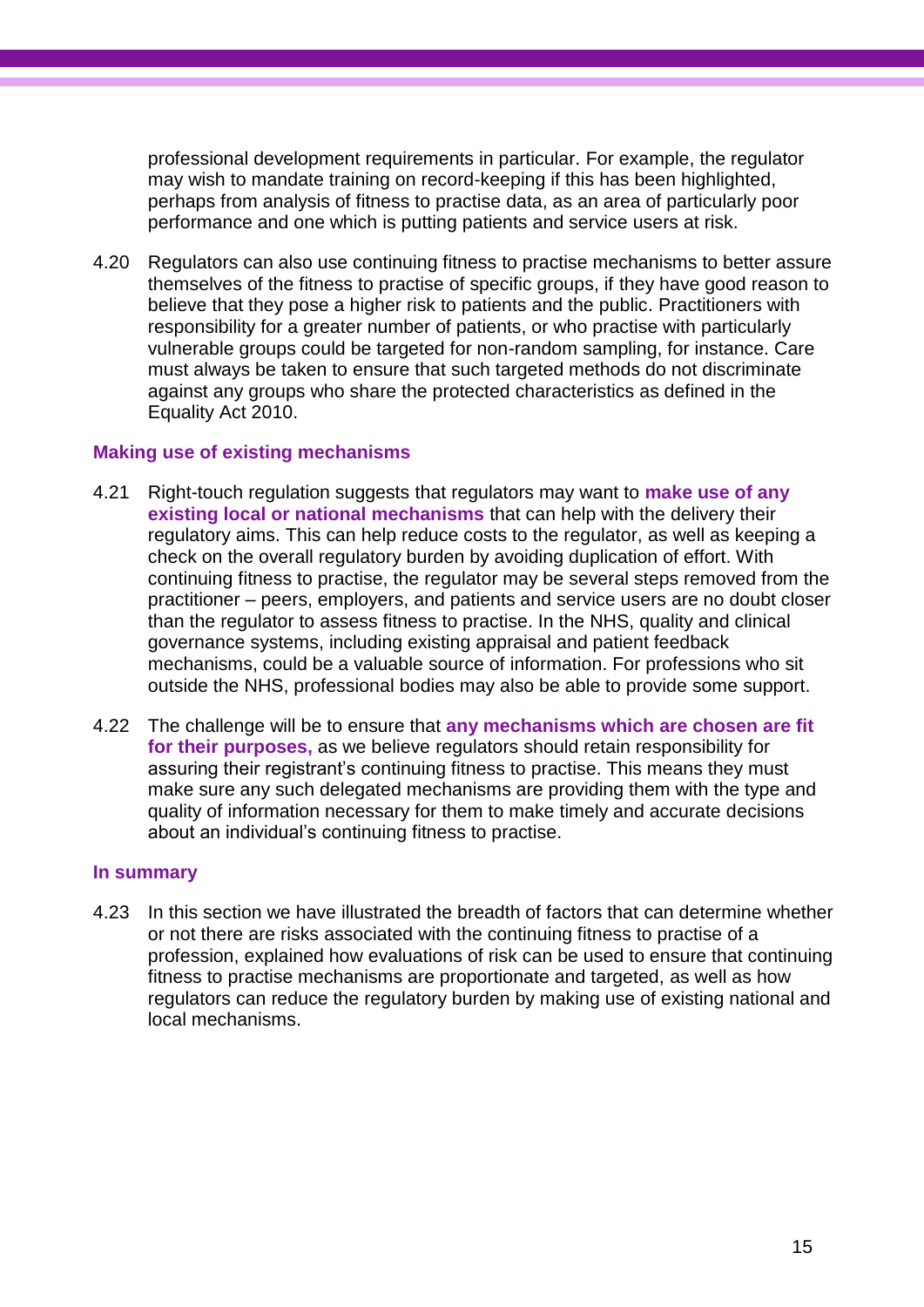professional development requirements in particular. For example, the regulator may wish to mandate training on record-keeping if this has been highlighted, perhaps from analysis of fitness to practise data, as an area of particularly poor performance and one which is putting patients and service users at risk.

4.20 Regulators can also use continuing fitness to practise mechanisms to better assure themselves of the fitness to practise of specific groups, if they have good reason to believe that they pose a higher risk to patients and the public. Practitioners with responsibility for a greater number of patients, or who practise with particularly vulnerable groups could be targeted for non-random sampling, for instance. Care must always be taken to ensure that such targeted methods do not discriminate against any groups who share the protected characteristics as defined in the Equality Act 2010.

### Making use of existing mechanisms

4.21 Right-touch regulation suggests that regulators may want to **make use of any existing local or national mechanisms** that can help with the delivery their regulatory aims. This can help reduce costs to the regulator, as well as keeping a check on the overall regulatory burden by avoiding duplication of effort. With continuing fitness to practise, the regulator may be several steps removed from the practitioner – peers, employers, and patients and service users are no doubt closer than the regulator to assess fitness to practise. In the NHS, quality and clinical governance systems, including existing appraisal and patient feedback mechanisms, could be a valuable source of information. For professions who sit outside the NHS, professional bodies may also be able to provide some support.

4.22 The challenge will be to ensure that **any mechanisms which are chosen are fit for their purposes,** as we believe regulators should retain responsibility for assuring their registrant's continuing fitness to practise. This means they must make sure any such delegated mechanisms are providing them with the type and quality of information necessary for them to make timely and accurate decisions about an individual's continuing fitness to practise.

### In summary

4.23 In this section we have illustrated the breadth of factors that can determine whether or not there are risks associated with the continuing fitness to practise of a profession, explained how evaluations of risk can be used to ensure that continuing fitness to practise mechanisms are proportionate and targeted, as well as how regulators can reduce the regulatory burden by making use of existing national and local mechanisms.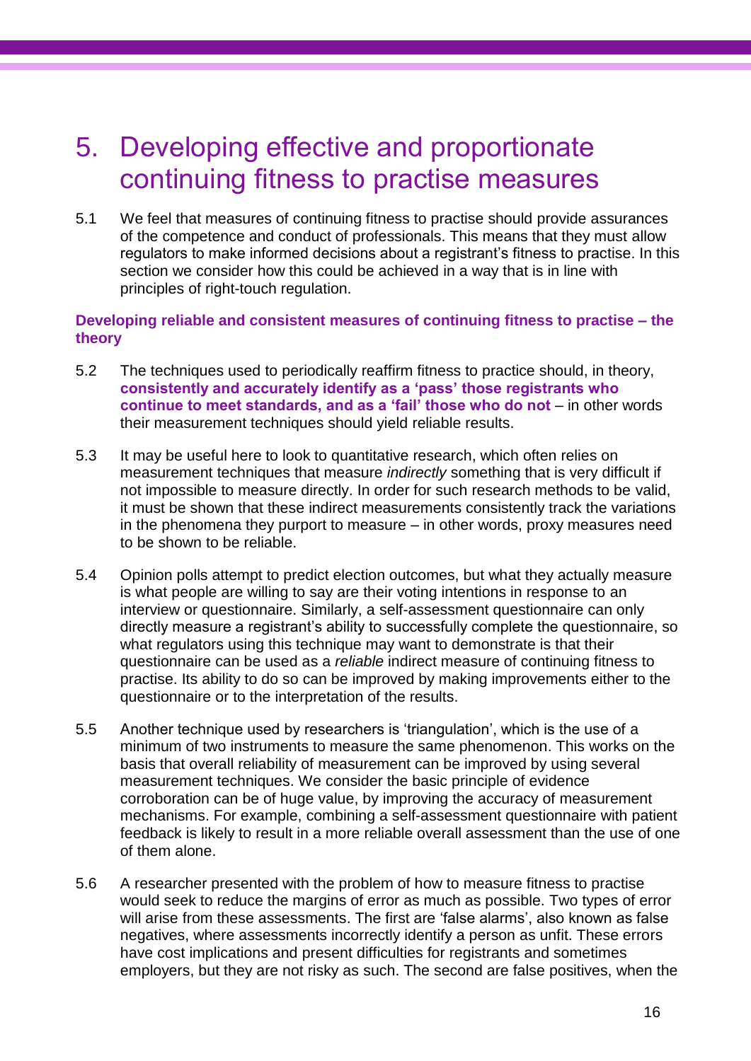# 5. Developing effective and proportionate continuing fitness to practise measures

5.1 We feel that measures of continuing fitness to practise should provide assurances of the competence and conduct of professionals. This means that they must allow regulators to make informed decisions about a registrant's fitness to practise. In this section we consider how this could be achieved in a way that is in line with principles of right-touch regulation.

### Developing reliable and consistent measures of continuing fitness to practise – the theory

5.2 The techniques used to periodically reaffirm fitness to practice should, in theory, **consistently and accurately identify as a 'pass' those registrants who continue to meet standards, and as a 'fail' those who do not** – in other words their measurement techniques should yield reliable results.

5.3 It may be useful here to look to quantitative research, which often relies on measurement techniques that measure *indirectly* something that is very difficult if not impossible to measure directly. In order for such research methods to be valid, it must be shown that these indirect measurements consistently track the variations in the phenomena they purport to measure – in other words, proxy measures need to be shown to be reliable.

5.4 Opinion polls attempt to predict election outcomes, but what they actually measure is what people are willing to say are their voting intentions in response to an interview or questionnaire. Similarly, a self-assessment questionnaire can only directly measure a registrant's ability to successfully complete the questionnaire, so what regulators using this technique may want to demonstrate is that their questionnaire can be used as a *reliable* indirect measure of continuing fitness to practise. Its ability to do so can be improved by making improvements either to the questionnaire or to the interpretation of the results.

5.5 Another technique used by researchers is 'triangulation', which is the use of a minimum of two instruments to measure the same phenomenon. This works on the basis that overall reliability of measurement can be improved by using several measurement techniques. We consider the basic principle of evidence corroboration can be of huge value, by improving the accuracy of measurement mechanisms. For example, combining a self-assessment questionnaire with patient feedback is likely to result in a more reliable overall assessment than the use of one of them alone.

5.6 A researcher presented with the problem of how to measure fitness to practise would seek to reduce the margins of error as much as possible. Two types of error will arise from these assessments. The first are 'false alarms', also known as false negatives, where assessments incorrectly identify a person as unfit. These errors have cost implications and present difficulties for registrants and sometimes employers, but they are not risky as such. The second are false positives, when the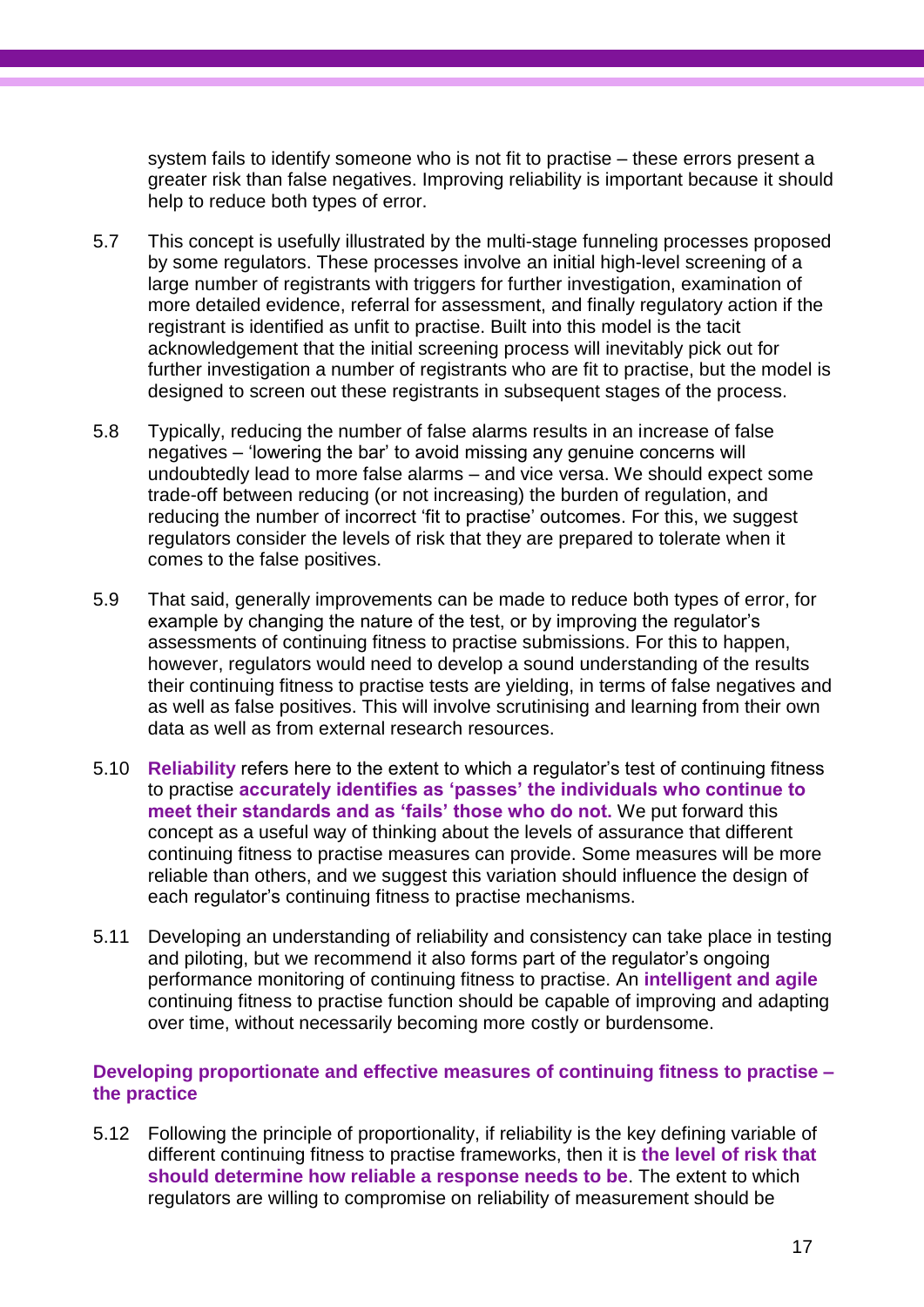system fails to identify someone who is not fit to practise – these errors present a greater risk than false negatives. Improving reliability is important because it should help to reduce both types of error.

5.7 This concept is usefully illustrated by the multi-stage funneling processes proposed by some regulators. These processes involve an initial high-level screening of a large number of registrants with triggers for further investigation, examination of more detailed evidence, referral for assessment, and finally regulatory action if the registrant is identified as unfit to practise. Built into this model is the tacit acknowledgement that the initial screening process will inevitably pick out for further investigation a number of registrants who are fit to practise, but the model is designed to screen out these registrants in subsequent stages of the process.

5.8 Typically, reducing the number of false alarms results in an increase of false negatives – 'lowering the bar' to avoid missing any genuine concerns will undoubtedly lead to more false alarms – and vice versa. We should expect some trade-off between reducing (or not increasing) the burden of regulation, and reducing the number of incorrect 'fit to practise' outcomes. For this, we suggest regulators consider the levels of risk that they are prepared to tolerate when it comes to the false positives.

5.9 That said, generally improvements can be made to reduce both types of error, for example by changing the nature of the test, or by improving the regulator's assessments of continuing fitness to practise submissions. For this to happen, however, regulators would need to develop a sound understanding of the results their continuing fitness to practise tests are yielding, in terms of false negatives and as well as false positives. This will involve scrutinising and learning from their own data as well as from external research resources.

5.10 **Reliability** refers here to the extent to which a regulator's test of continuing fitness to practise **accurately identifies as 'passes' the individuals who continue to meet their standards and as 'fails' those who do not.** We put forward this concept as a useful way of thinking about the levels of assurance that different continuing fitness to practise measures can provide. Some measures will be more reliable than others, and we suggest this variation should influence the design of each regulator's continuing fitness to practise mechanisms.

5.11 Developing an understanding of reliability and consistency can take place in testing and piloting, but we recommend it also forms part of the regulator's ongoing performance monitoring of continuing fitness to practise. An **intelligent and agile** continuing fitness to practise function should be capable of improving and adapting over time, without necessarily becoming more costly or burdensome.

### Developing proportionate and effective measures of continuing fitness to practise – the practice

5.12 Following the principle of proportionality, if reliability is the key defining variable of different continuing fitness to practise frameworks, then it is **the level of risk that should determine how reliable a response needs to be**. The extent to which regulators are willing to compromise on reliability of measurement should be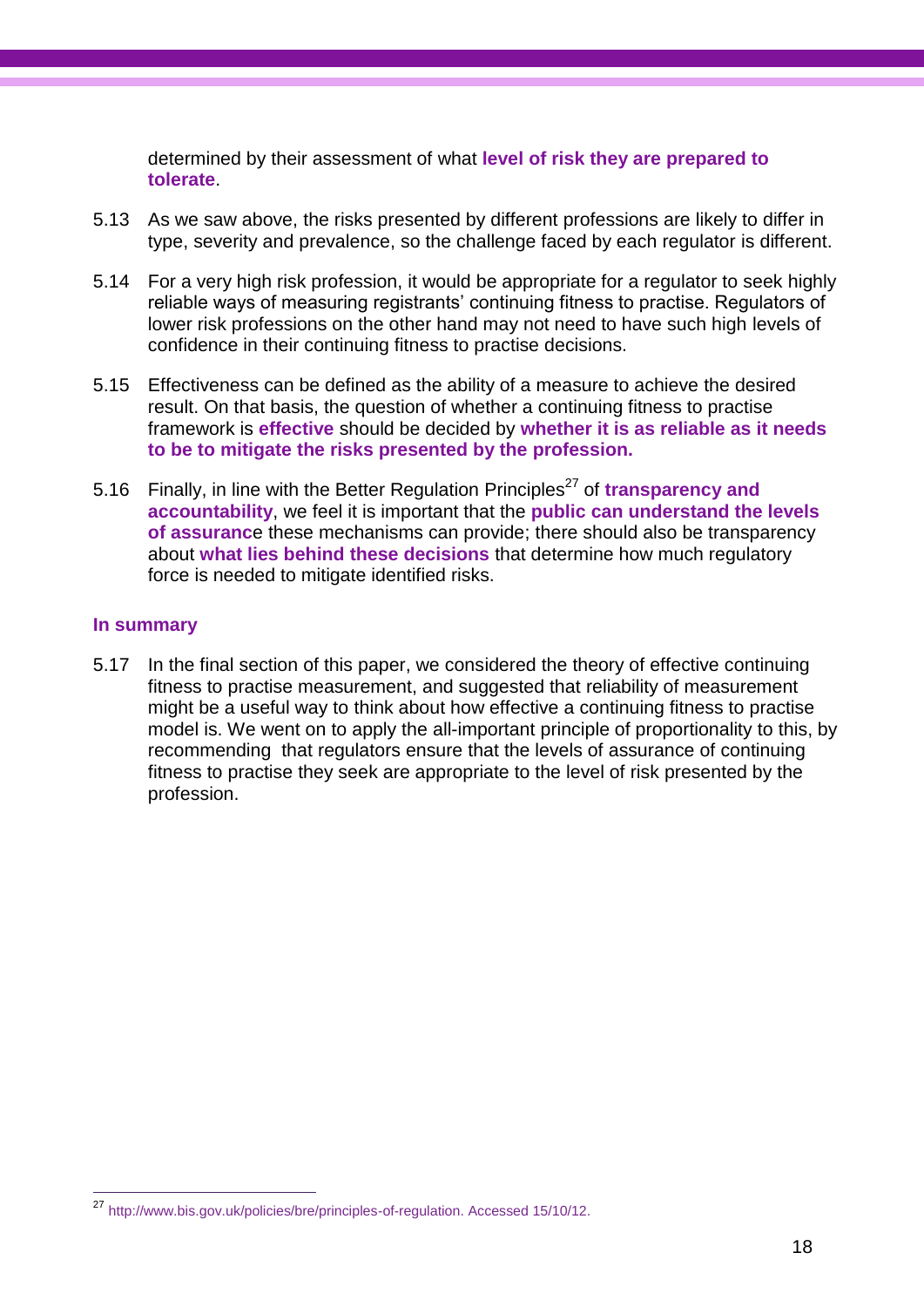determined by their assessment of what **level of risk they are prepared to tolerate**.

5.13 As we saw above, the risks presented by different professions are likely to differ in type, severity and prevalence, so the challenge faced by each regulator is different.

5.14 For a very high risk profession, it would be appropriate for a regulator to seek highly reliable ways of measuring registrants' continuing fitness to practise. Regulators of lower risk professions on the other hand may not need to have such high levels of confidence in their continuing fitness to practise decisions.

5.15 Effectiveness can be defined as the ability of a measure to achieve the desired result. On that basis, the question of whether a continuing fitness to practise framework is **effective** should be decided by **whether it is as reliable as it needs to be to mitigate the risks presented by the profession.**

5.16 Finally, in line with the Better Regulation Principles[27] of **transparency and accountability**, we feel it is important that the **public can understand the levels of assuranc**e these mechanisms can provide; there should also be transparency about **what lies behind these decisions** that determine how much regulatory force is needed to mitigate identified risks.

### In summary

5.17 In the final section of this paper, we considered the theory of effective continuing fitness to practise measurement, and suggested that reliability of measurement might be a useful way to think about how effective a continuing fitness to practise model is. We went on to apply the all-important principle of proportionality to this, by recommending that regulators ensure that the levels of assurance of continuing fitness to practise they seek are appropriate to the level of risk presented by the profession.

---

[27] http://www.bis.gov.uk/policies/bre/principles-of-regulation. Accessed 15/10/12.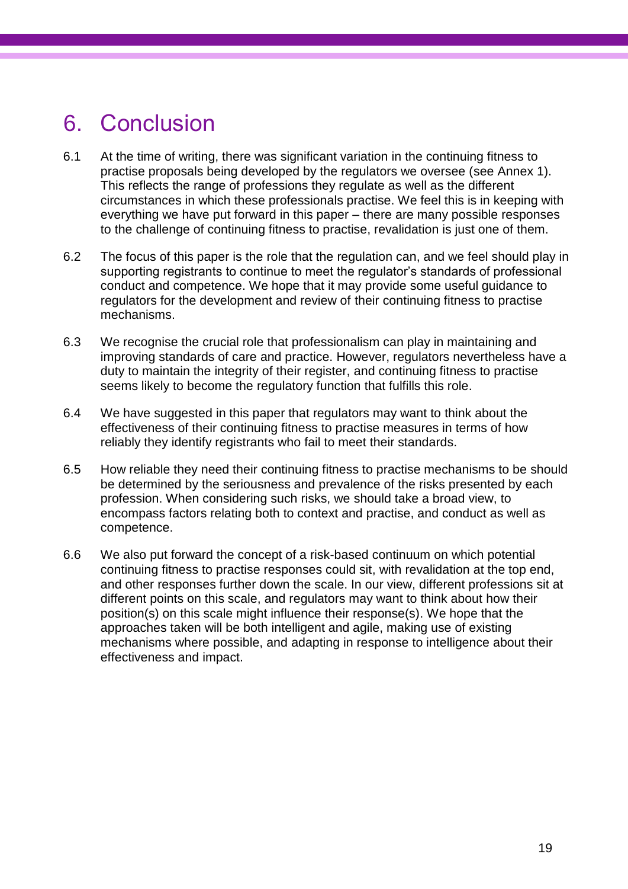# 6. Conclusion

6.1 At the time of writing, there was significant variation in the continuing fitness to practise proposals being developed by the regulators we oversee (see Annex 1). This reflects the range of professions they regulate as well as the different circumstances in which these professionals practise. We feel this is in keeping with everything we have put forward in this paper – there are many possible responses to the challenge of continuing fitness to practise, revalidation is just one of them.

6.2 The focus of this paper is the role that the regulation can, and we feel should play in supporting registrants to continue to meet the regulator's standards of professional conduct and competence. We hope that it may provide some useful guidance to regulators for the development and review of their continuing fitness to practise mechanisms.

6.3 We recognise the crucial role that professionalism can play in maintaining and improving standards of care and practice. However, regulators nevertheless have a duty to maintain the integrity of their register, and continuing fitness to practise seems likely to become the regulatory function that fulfills this role.

6.4 We have suggested in this paper that regulators may want to think about the effectiveness of their continuing fitness to practise measures in terms of how reliably they identify registrants who fail to meet their standards.

6.5 How reliable they need their continuing fitness to practise mechanisms to be should be determined by the seriousness and prevalence of the risks presented by each profession. When considering such risks, we should take a broad view, to encompass factors relating both to context and practise, and conduct as well as competence.

6.6 We also put forward the concept of a risk-based continuum on which potential continuing fitness to practise responses could sit, with revalidation at the top end, and other responses further down the scale. In our view, different professions sit at different points on this scale, and regulators may want to think about how their position(s) on this scale might influence their response(s). We hope that the approaches taken will be both intelligent and agile, making use of existing mechanisms where possible, and adapting in response to intelligence about their effectiveness and impact.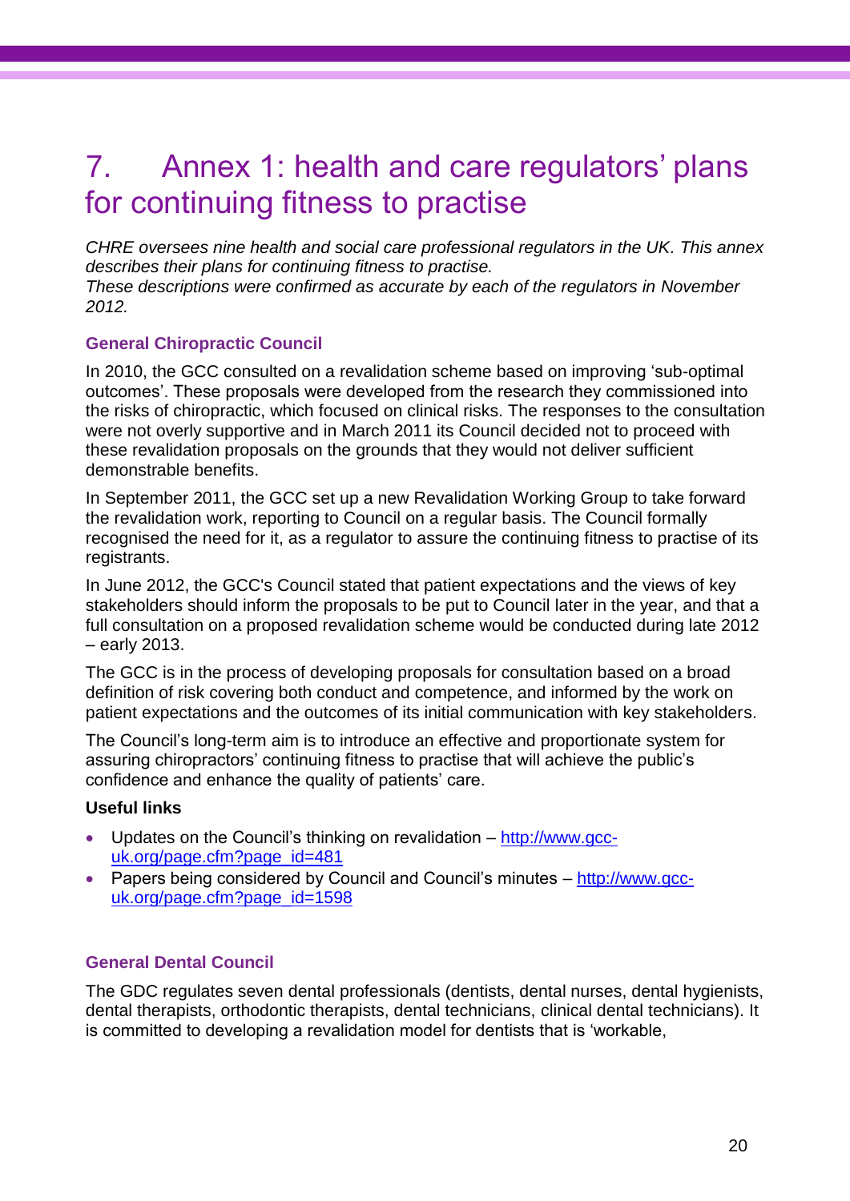# 7. Annex 1: health and care regulators' plans for continuing fitness to practise

*CHRE oversees nine health and social care professional regulators in the UK. This annex describes their plans for continuing fitness to practise.*
*These descriptions were confirmed as accurate by each of the regulators in November 2012.*

### General Chiropractic Council

In 2010, the GCC consulted on a revalidation scheme based on improving 'sub-optimal outcomes'. These proposals were developed from the research they commissioned into the risks of chiropractic, which focused on clinical risks. The responses to the consultation were not overly supportive and in March 2011 its Council decided not to proceed with these revalidation proposals on the grounds that they would not deliver sufficient demonstrable benefits.

In September 2011, the GCC set up a new Revalidation Working Group to take forward the revalidation work, reporting to Council on a regular basis. The Council formally recognised the need for it, as a regulator to assure the continuing fitness to practise of its registrants.

In June 2012, the GCC's Council stated that patient expectations and the views of key stakeholders should inform the proposals to be put to Council later in the year, and that a full consultation on a proposed revalidation scheme would be conducted during late 2012 – early 2013.

The GCC is in the process of developing proposals for consultation based on a broad definition of risk covering both conduct and competence, and informed by the work on patient expectations and the outcomes of its initial communication with key stakeholders.

The Council's long-term aim is to introduce an effective and proportionate system for assuring chiropractors' continuing fitness to practise that will achieve the public's confidence and enhance the quality of patients' care.

**Useful links**

- Updates on the Council's thinking on revalidation – http://www.gcc-uk.org/page.cfm?page_id=481
- Papers being considered by Council and Council's minutes – http://www.gcc-uk.org/page.cfm?page_id=1598

### General Dental Council

The GDC regulates seven dental professionals (dentists, dental nurses, dental hygienists, dental therapists, orthodontic therapists, dental technicians, clinical dental technicians). It is committed to developing a revalidation model for dentists that is 'workable,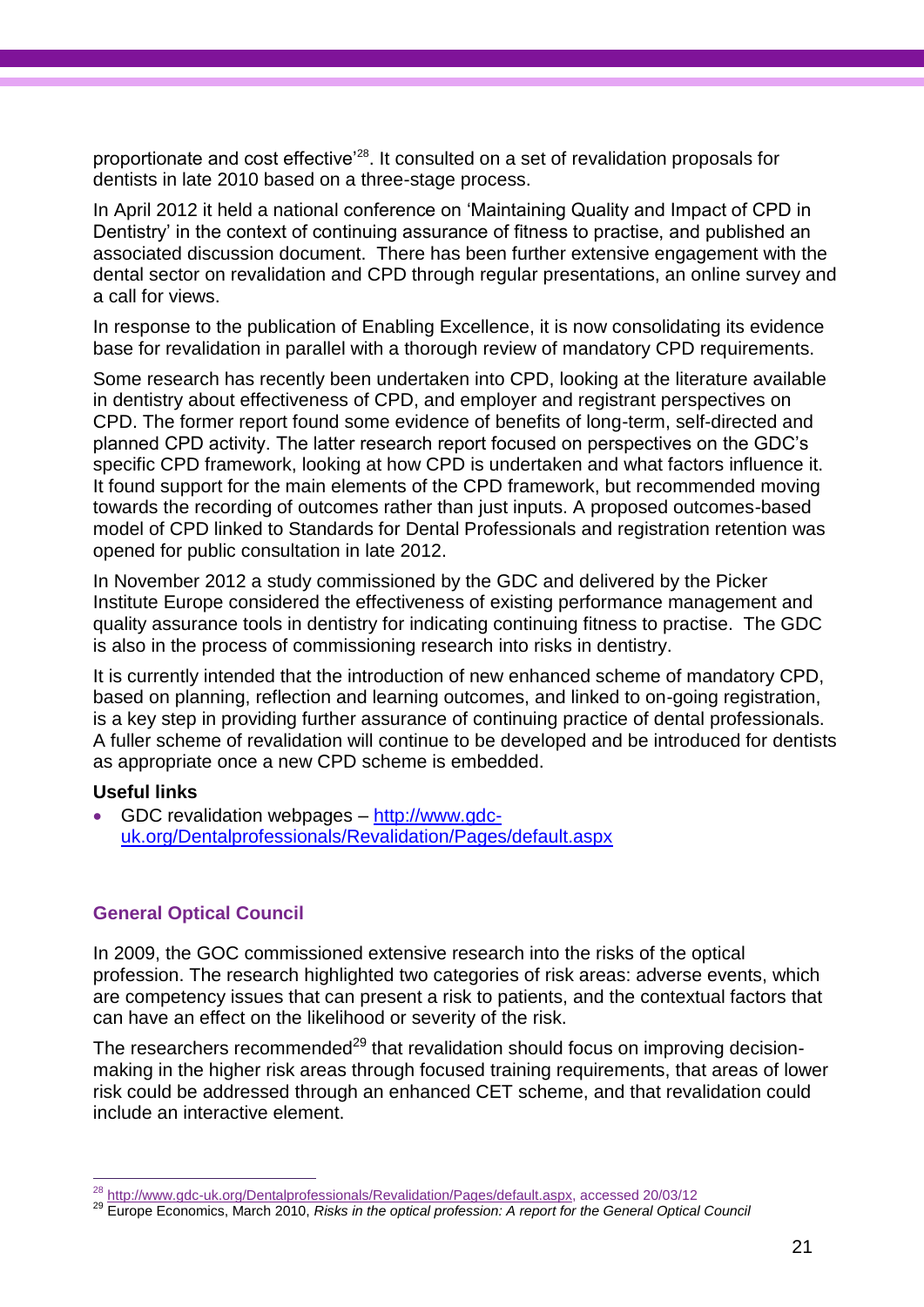proportionate and cost effective'[28]. It consulted on a set of revalidation proposals for dentists in late 2010 based on a three-stage process.

In April 2012 it held a national conference on 'Maintaining Quality and Impact of CPD in Dentistry' in the context of continuing assurance of fitness to practise, and published an associated discussion document. There has been further extensive engagement with the dental sector on revalidation and CPD through regular presentations, an online survey and a call for views.

In response to the publication of Enabling Excellence, it is now consolidating its evidence base for revalidation in parallel with a thorough review of mandatory CPD requirements.

Some research has recently been undertaken into CPD, looking at the literature available in dentistry about effectiveness of CPD, and employer and registrant perspectives on CPD. The former report found some evidence of benefits of long-term, self-directed and planned CPD activity. The latter research report focused on perspectives on the GDC's specific CPD framework, looking at how CPD is undertaken and what factors influence it. It found support for the main elements of the CPD framework, but recommended moving towards the recording of outcomes rather than just inputs. A proposed outcomes-based model of CPD linked to Standards for Dental Professionals and registration retention was opened for public consultation in late 2012.

In November 2012 a study commissioned by the GDC and delivered by the Picker Institute Europe considered the effectiveness of existing performance management and quality assurance tools in dentistry for indicating continuing fitness to practise. The GDC is also in the process of commissioning research into risks in dentistry.

It is currently intended that the introduction of new enhanced scheme of mandatory CPD, based on planning, reflection and learning outcomes, and linked to on-going registration, is a key step in providing further assurance of continuing practice of dental professionals. A fuller scheme of revalidation will continue to be developed and be introduced for dentists as appropriate once a new CPD scheme is embedded.

**Useful links**

- GDC revalidation webpages – http://www.gdc-uk.org/Dentalprofessionals/Revalidation/Pages/default.aspx

### General Optical Council

In 2009, the GOC commissioned extensive research into the risks of the optical profession. The research highlighted two categories of risk areas: adverse events, which are competency issues that can present a risk to patients, and the contextual factors that can have an effect on the likelihood or severity of the risk.

The researchers recommended[29] that revalidation should focus on improving decision-making in the higher risk areas through focused training requirements, that areas of lower risk could be addressed through an enhanced CET scheme, and that revalidation could include an interactive element.

---

[28] http://www.gdc-uk.org/Dentalprofessionals/Revalidation/Pages/default.aspx, accessed 20/03/12

[29] Europe Economics, March 2010, *Risks in the optical profession: A report for the General Optical Council*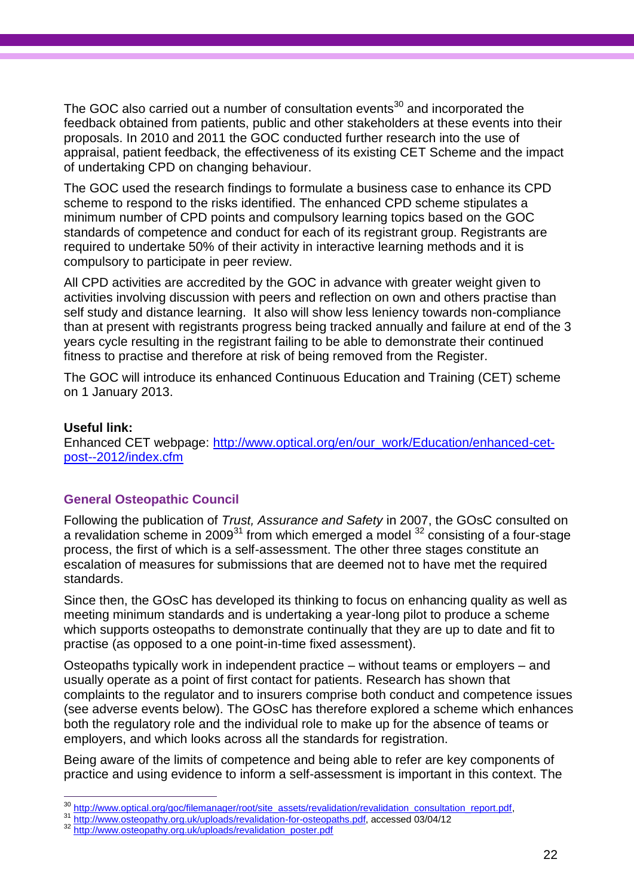The GOC also carried out a number of consultation events[30] and incorporated the feedback obtained from patients, public and other stakeholders at these events into their proposals. In 2010 and 2011 the GOC conducted further research into the use of appraisal, patient feedback, the effectiveness of its existing CET Scheme and the impact of undertaking CPD on changing behaviour.

The GOC used the research findings to formulate a business case to enhance its CPD scheme to respond to the risks identified. The enhanced CPD scheme stipulates a minimum number of CPD points and compulsory learning topics based on the GOC standards of competence and conduct for each of its registrant group. Registrants are required to undertake 50% of their activity in interactive learning methods and it is compulsory to participate in peer review.

All CPD activities are accredited by the GOC in advance with greater weight given to activities involving discussion with peers and reflection on own and others practise than self study and distance learning. It also will show less leniency towards non-compliance than at present with registrants progress being tracked annually and failure at end of the 3 years cycle resulting in the registrant failing to be able to demonstrate their continued fitness to practise and therefore at risk of being removed from the Register.

The GOC will introduce its enhanced Continuous Education and Training (CET) scheme on 1 January 2013.

**Useful link:**
Enhanced CET webpage: http://www.optical.org/en/our_work/Education/enhanced-cet-post--2012/index.cfm

### General Osteopathic Council

Following the publication of *Trust, Assurance and Safety* in 2007, the GOsC consulted on a revalidation scheme in 2009[31] from which emerged a model [32] consisting of a four-stage process, the first of which is a self-assessment. The other three stages constitute an escalation of measures for submissions that are deemed not to have met the required standards.

Since then, the GOsC has developed its thinking to focus on enhancing quality as well as meeting minimum standards and is undertaking a year-long pilot to produce a scheme which supports osteopaths to demonstrate continually that they are up to date and fit to practise (as opposed to a one point-in-time fixed assessment).

Osteopaths typically work in independent practice – without teams or employers – and usually operate as a point of first contact for patients. Research has shown that complaints to the regulator and to insurers comprise both conduct and competence issues (see adverse events below). The GOsC has therefore explored a scheme which enhances both the regulatory role and the individual role to make up for the absence of teams or employers, and which looks across all the standards for registration.

Being aware of the limits of competence and being able to refer are key components of practice and using evidence to inform a self-assessment is important in this context. The

---

[30] http://www.optical.org/goc/filemanager/root/site_assets/revalidation/revalidation_consultation_report.pdf,
[31] http://www.osteopathy.org.uk/uploads/revalidation-for-osteopaths.pdf, accessed 03/04/12
[32] http://www.osteopathy.org.uk/uploads/revalidation_poster.pdf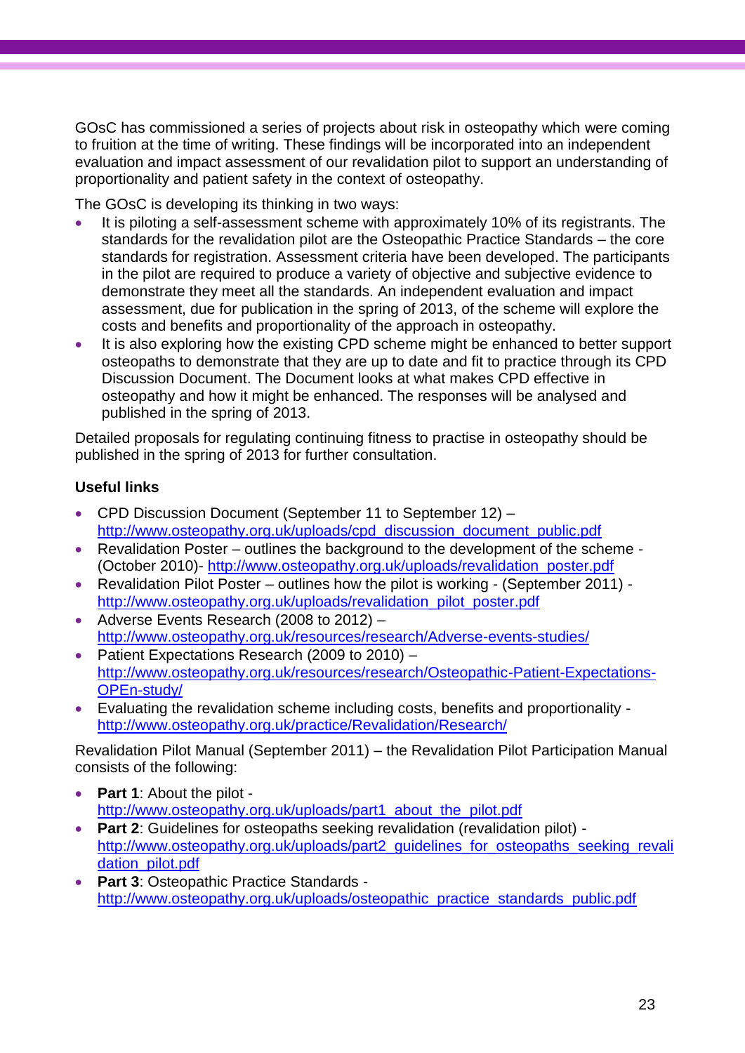GOsC has commissioned a series of projects about risk in osteopathy which were coming to fruition at the time of writing. These findings will be incorporated into an independent evaluation and impact assessment of our revalidation pilot to support an understanding of proportionality and patient safety in the context of osteopathy.

The GOsC is developing its thinking in two ways:

- It is piloting a self-assessment scheme with approximately 10% of its registrants. The standards for the revalidation pilot are the Osteopathic Practice Standards – the core standards for registration. Assessment criteria have been developed. The participants in the pilot are required to produce a variety of objective and subjective evidence to demonstrate they meet all the standards. An independent evaluation and impact assessment, due for publication in the spring of 2013, of the scheme will explore the costs and benefits and proportionality of the approach in osteopathy.
- It is also exploring how the existing CPD scheme might be enhanced to better support osteopaths to demonstrate that they are up to date and fit to practice through its CPD Discussion Document. The Document looks at what makes CPD effective in osteopathy and how it might be enhanced. The responses will be analysed and published in the spring of 2013.

Detailed proposals for regulating continuing fitness to practise in osteopathy should be published in the spring of 2013 for further consultation.

**Useful links**

- CPD Discussion Document (September 11 to September 12) – http://www.osteopathy.org.uk/uploads/cpd_discussion_document_public.pdf
- Revalidation Poster – outlines the background to the development of the scheme - (October 2010)- http://www.osteopathy.org.uk/uploads/revalidation_poster.pdf
- Revalidation Pilot Poster – outlines how the pilot is working - (September 2011) - http://www.osteopathy.org.uk/uploads/revalidation_pilot_poster.pdf
- Adverse Events Research (2008 to 2012) – http://www.osteopathy.org.uk/resources/research/Adverse-events-studies/
- Patient Expectations Research (2009 to 2010) – http://www.osteopathy.org.uk/resources/research/Osteopathic-Patient-Expectations-OPEn-study/
- Evaluating the revalidation scheme including costs, benefits and proportionality - http://www.osteopathy.org.uk/practice/Revalidation/Research/

Revalidation Pilot Manual (September 2011) – the Revalidation Pilot Participation Manual consists of the following:

- **Part 1**: About the pilot - http://www.osteopathy.org.uk/uploads/part1_about_the_pilot.pdf
- **Part 2**: Guidelines for osteopaths seeking revalidation (revalidation pilot) - http://www.osteopathy.org.uk/uploads/part2_guidelines_for_osteopaths_seeking_revalidation_pilot.pdf
- **Part 3**: Osteopathic Practice Standards - http://www.osteopathy.org.uk/uploads/osteopathic_practice_standards_public.pdf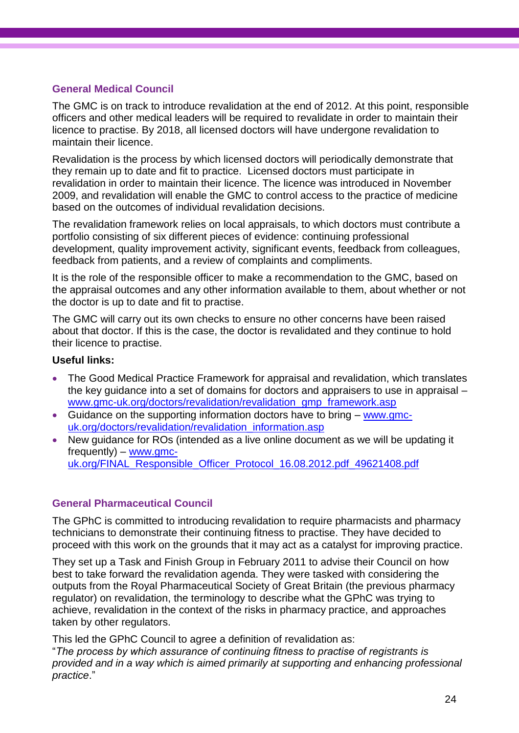### General Medical Council

The GMC is on track to introduce revalidation at the end of 2012. At this point, responsible officers and other medical leaders will be required to revalidate in order to maintain their licence to practise. By 2018, all licensed doctors will have undergone revalidation to maintain their licence.

Revalidation is the process by which licensed doctors will periodically demonstrate that they remain up to date and fit to practice. Licensed doctors must participate in revalidation in order to maintain their licence. The licence was introduced in November 2009, and revalidation will enable the GMC to control access to the practice of medicine based on the outcomes of individual revalidation decisions.

The revalidation framework relies on local appraisals, to which doctors must contribute a portfolio consisting of six different pieces of evidence: continuing professional development, quality improvement activity, significant events, feedback from colleagues, feedback from patients, and a review of complaints and compliments.

It is the role of the responsible officer to make a recommendation to the GMC, based on the appraisal outcomes and any other information available to them, about whether or not the doctor is up to date and fit to practise.

The GMC will carry out its own checks to ensure no other concerns have been raised about that doctor. If this is the case, the doctor is revalidated and they continue to hold their licence to practise.

**Useful links:**

- The Good Medical Practice Framework for appraisal and revalidation, which translates the key guidance into a set of domains for doctors and appraisers to use in appraisal – www.gmc-uk.org/doctors/revalidation/revalidation_gmp_framework.asp
- Guidance on the supporting information doctors have to bring – www.gmc-uk.org/doctors/revalidation/revalidation_information.asp
- New guidance for ROs (intended as a live online document as we will be updating it frequently) – www.gmc-uk.org/FINAL_Responsible_Officer_Protocol_16.08.2012.pdf_49621408.pdf

### General Pharmaceutical Council

The GPhC is committed to introducing revalidation to require pharmacists and pharmacy technicians to demonstrate their continuing fitness to practise. They have decided to proceed with this work on the grounds that it may act as a catalyst for improving practice.

They set up a Task and Finish Group in February 2011 to advise their Council on how best to take forward the revalidation agenda. They were tasked with considering the outputs from the Royal Pharmaceutical Society of Great Britain (the previous pharmacy regulator) on revalidation, the terminology to describe what the GPhC was trying to achieve, revalidation in the context of the risks in pharmacy practice, and approaches taken by other regulators.

This led the GPhC Council to agree a definition of revalidation as:
"*The process by which assurance of continuing fitness to practise of registrants is provided and in a way which is aimed primarily at supporting and enhancing professional practice*."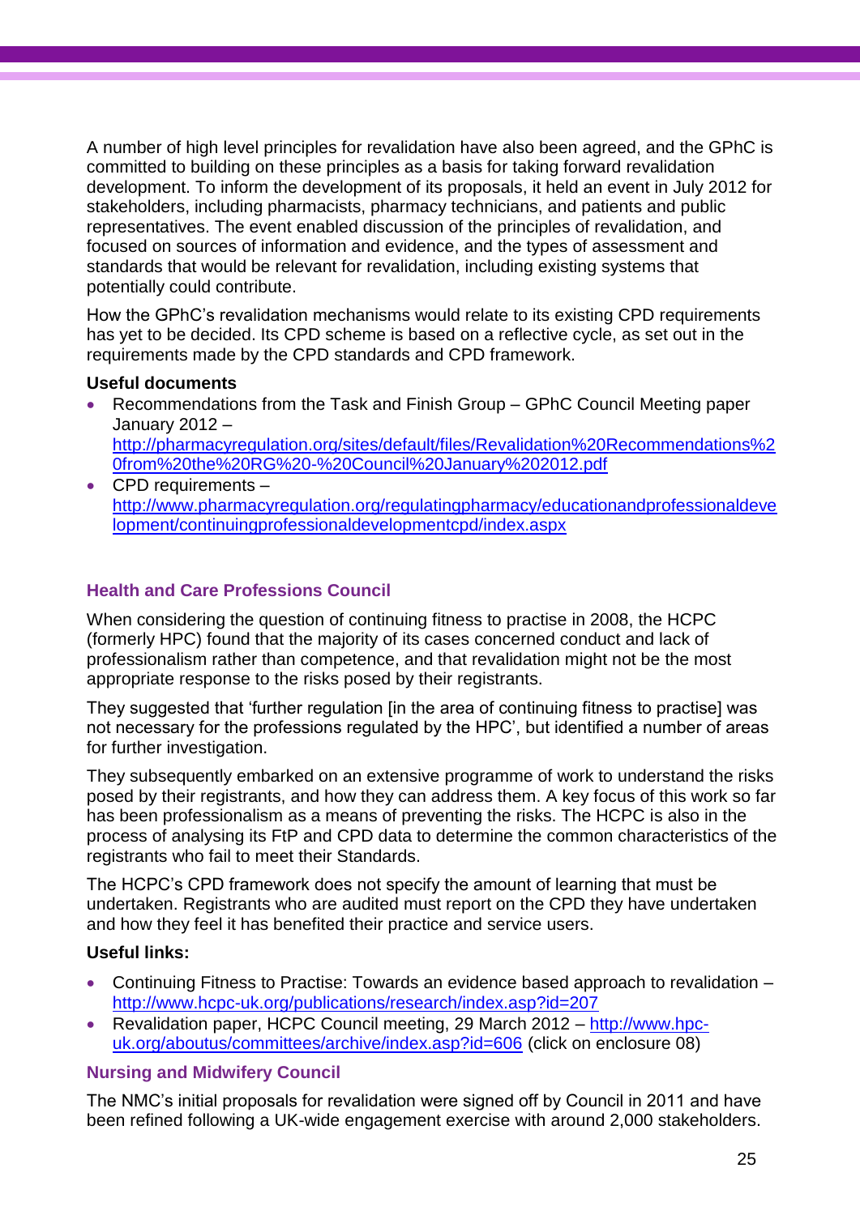A number of high level principles for revalidation have also been agreed, and the GPhC is committed to building on these principles as a basis for taking forward revalidation development. To inform the development of its proposals, it held an event in July 2012 for stakeholders, including pharmacists, pharmacy technicians, and patients and public representatives. The event enabled discussion of the principles of revalidation, and focused on sources of information and evidence, and the types of assessment and standards that would be relevant for revalidation, including existing systems that potentially could contribute.

How the GPhC's revalidation mechanisms would relate to its existing CPD requirements has yet to be decided. Its CPD scheme is based on a reflective cycle, as set out in the requirements made by the CPD standards and CPD framework.

**Useful documents**

- Recommendations from the Task and Finish Group – GPhC Council Meeting paper January 2012 – http://pharmacyregulation.org/sites/default/files/Revalidation%20Recommendations%20from%20the%20RG%20-%20Council%20January%202012.pdf
- CPD requirements – http://www.pharmacyregulation.org/regulatingpharmacy/educationandprofessionaldevelopment/continuingprofessionaldevelopmentcpd/index.aspx

### Health and Care Professions Council

When considering the question of continuing fitness to practise in 2008, the HCPC (formerly HPC) found that the majority of its cases concerned conduct and lack of professionalism rather than competence, and that revalidation might not be the most appropriate response to the risks posed by their registrants.

They suggested that 'further regulation [in the area of continuing fitness to practise] was not necessary for the professions regulated by the HPC', but identified a number of areas for further investigation.

They subsequently embarked on an extensive programme of work to understand the risks posed by their registrants, and how they can address them. A key focus of this work so far has been professionalism as a means of preventing the risks. The HCPC is also in the process of analysing its FtP and CPD data to determine the common characteristics of the registrants who fail to meet their Standards.

The HCPC's CPD framework does not specify the amount of learning that must be undertaken. Registrants who are audited must report on the CPD they have undertaken and how they feel it has benefited their practice and service users.

**Useful links:**

- Continuing Fitness to Practise: Towards an evidence based approach to revalidation – http://www.hcpc-uk.org/publications/research/index.asp?id=207
- Revalidation paper, HCPC Council meeting, 29 March 2012 – http://www.hpc-uk.org/aboutus/committees/archive/index.asp?id=606 (click on enclosure 08)

### Nursing and Midwifery Council

The NMC's initial proposals for revalidation were signed off by Council in 2011 and have been refined following a UK-wide engagement exercise with around 2,000 stakeholders.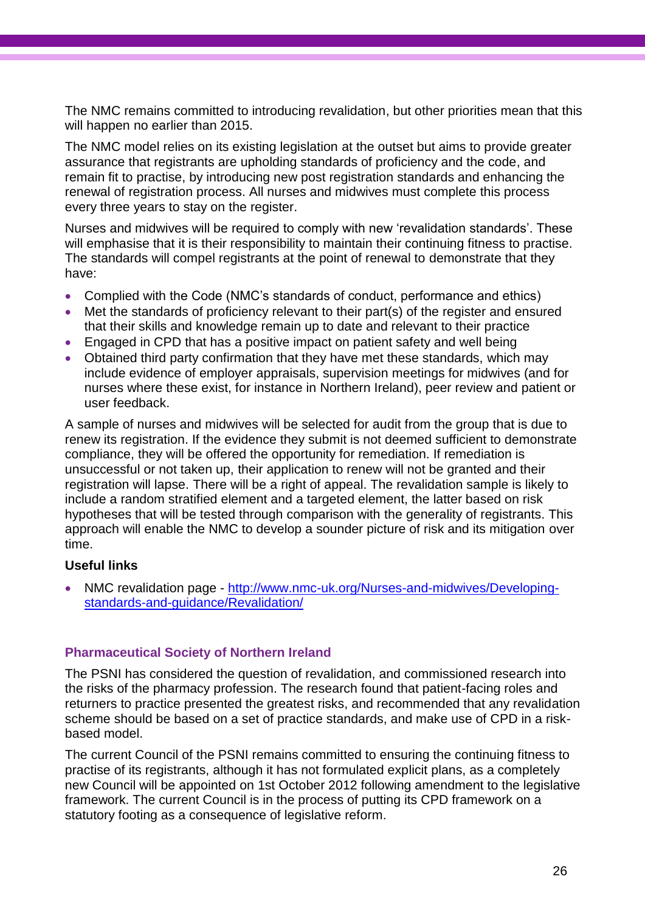The NMC remains committed to introducing revalidation, but other priorities mean that this will happen no earlier than 2015.

The NMC model relies on its existing legislation at the outset but aims to provide greater assurance that registrants are upholding standards of proficiency and the code, and remain fit to practise, by introducing new post registration standards and enhancing the renewal of registration process. All nurses and midwives must complete this process every three years to stay on the register.

Nurses and midwives will be required to comply with new 'revalidation standards'. These will emphasise that it is their responsibility to maintain their continuing fitness to practise. The standards will compel registrants at the point of renewal to demonstrate that they have:

- Complied with the Code (NMC's standards of conduct, performance and ethics)
- Met the standards of proficiency relevant to their part(s) of the register and ensured that their skills and knowledge remain up to date and relevant to their practice
- Engaged in CPD that has a positive impact on patient safety and well being
- Obtained third party confirmation that they have met these standards, which may include evidence of employer appraisals, supervision meetings for midwives (and for nurses where these exist, for instance in Northern Ireland), peer review and patient or user feedback.

A sample of nurses and midwives will be selected for audit from the group that is due to renew its registration. If the evidence they submit is not deemed sufficient to demonstrate compliance, they will be offered the opportunity for remediation. If remediation is unsuccessful or not taken up, their application to renew will not be granted and their registration will lapse. There will be a right of appeal. The revalidation sample is likely to include a random stratified element and a targeted element, the latter based on risk hypotheses that will be tested through comparison with the generality of registrants. This approach will enable the NMC to develop a sounder picture of risk and its mitigation over time.

**Useful links**

- NMC revalidation page - [http://www.nmc-uk.org/Nurses-and-midwives/Developing-standards-and-guidance/Revalidation/](http://www.nmc-uk.org/Nurses-and-midwives/Developing-standards-and-guidance/Revalidation/)

### Pharmaceutical Society of Northern Ireland

The PSNI has considered the question of revalidation, and commissioned research into the risks of the pharmacy profession. The research found that patient-facing roles and returners to practice presented the greatest risks, and recommended that any revalidation scheme should be based on a set of practice standards, and make use of CPD in a risk-based model.

The current Council of the PSNI remains committed to ensuring the continuing fitness to practise of its registrants, although it has not formulated explicit plans, as a completely new Council will be appointed on 1st October 2012 following amendment to the legislative framework. The current Council is in the process of putting its CPD framework on a statutory footing as a consequence of legislative reform.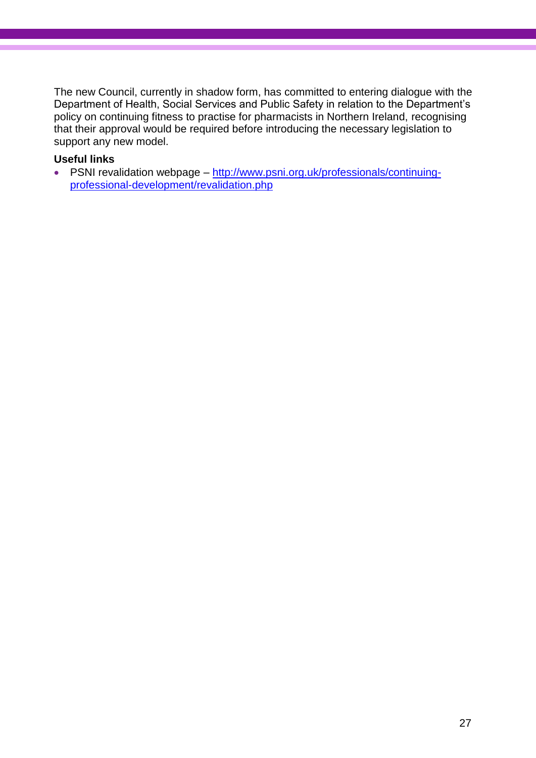The new Council, currently in shadow form, has committed to entering dialogue with the Department of Health, Social Services and Public Safety in relation to the Department's policy on continuing fitness to practise for pharmacists in Northern Ireland, recognising that their approval would be required before introducing the necessary legislation to support any new model.

**Useful links**

- PSNI revalidation webpage – [http://www.psni.org.uk/professionals/continuing-professional-development/revalidation.php](http://www.psni.org.uk/professionals/continuing-professional-development/revalidation.php)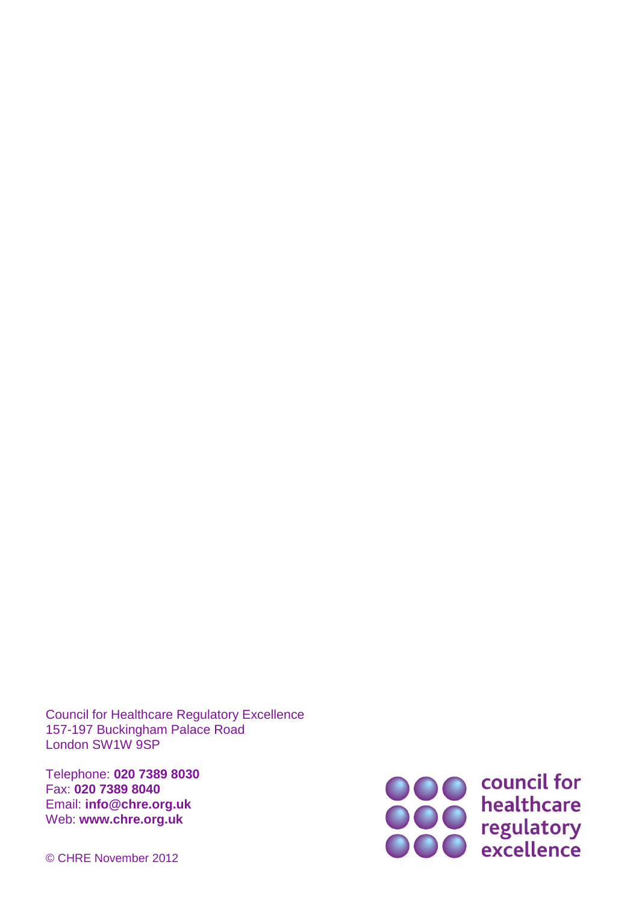Council for Healthcare Regulatory Excellence
157-197 Buckingham Palace Road
London SW1W 9SP

Telephone: **020 7389 8030**
Fax: **020 7389 8040**
Email: **info@chre.org.uk**
Web: **www.chre.org.uk**

© CHRE November 2012

council for healthcare regulatory excellence